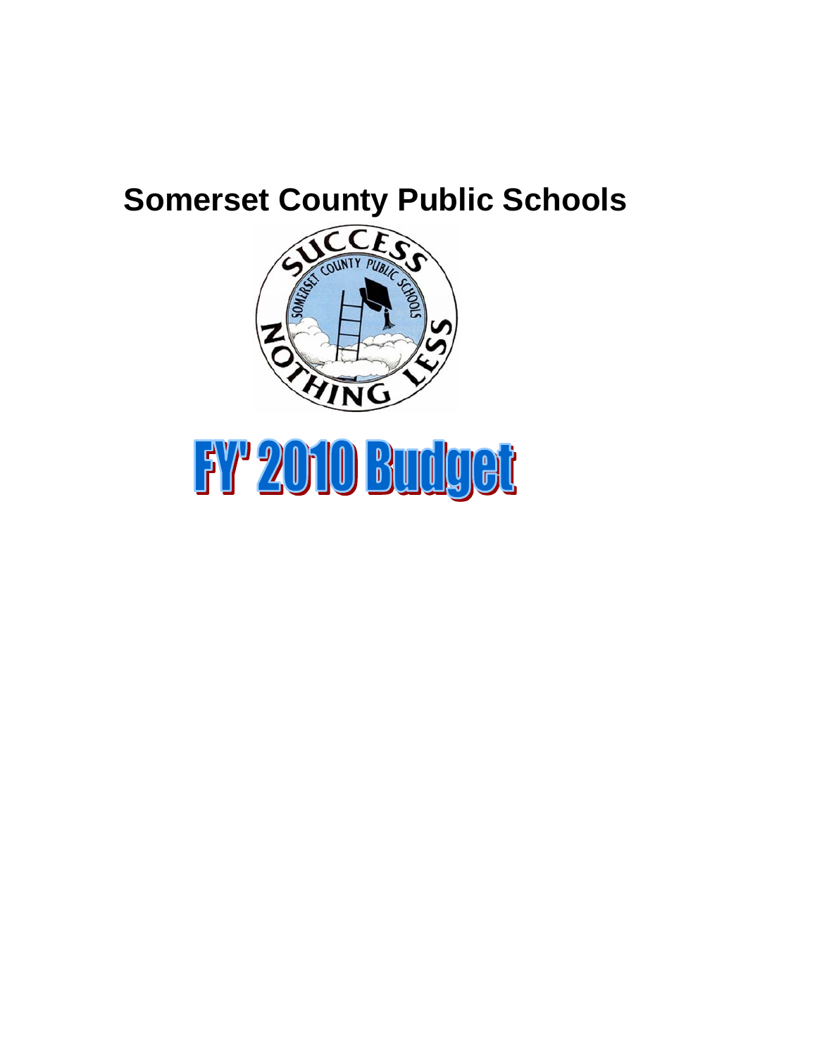# Somerset County Public Schools

# FY' 2010 Budget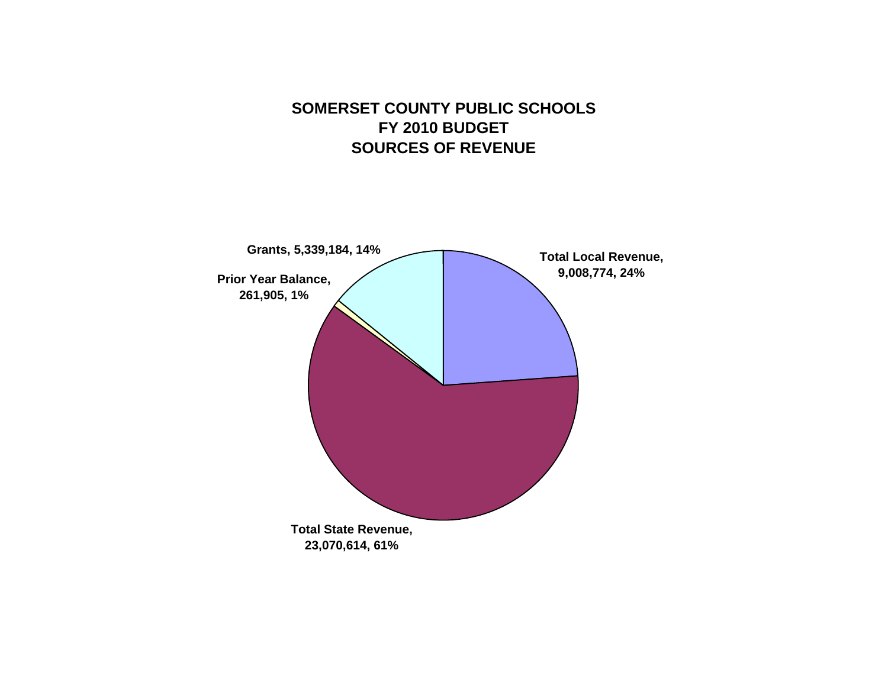# SOMERSET COUNTY PUBLIC SCHOOLS
# FY 2010 BUDGET
# SOURCES OF REVENUE

**Grants, 5,339,184, 14%**

**Total Local Revenue, 9,008,774, 24%**

**Prior Year Balance, 261,905, 1%**

**Total State Revenue, 23,070,614, 61%**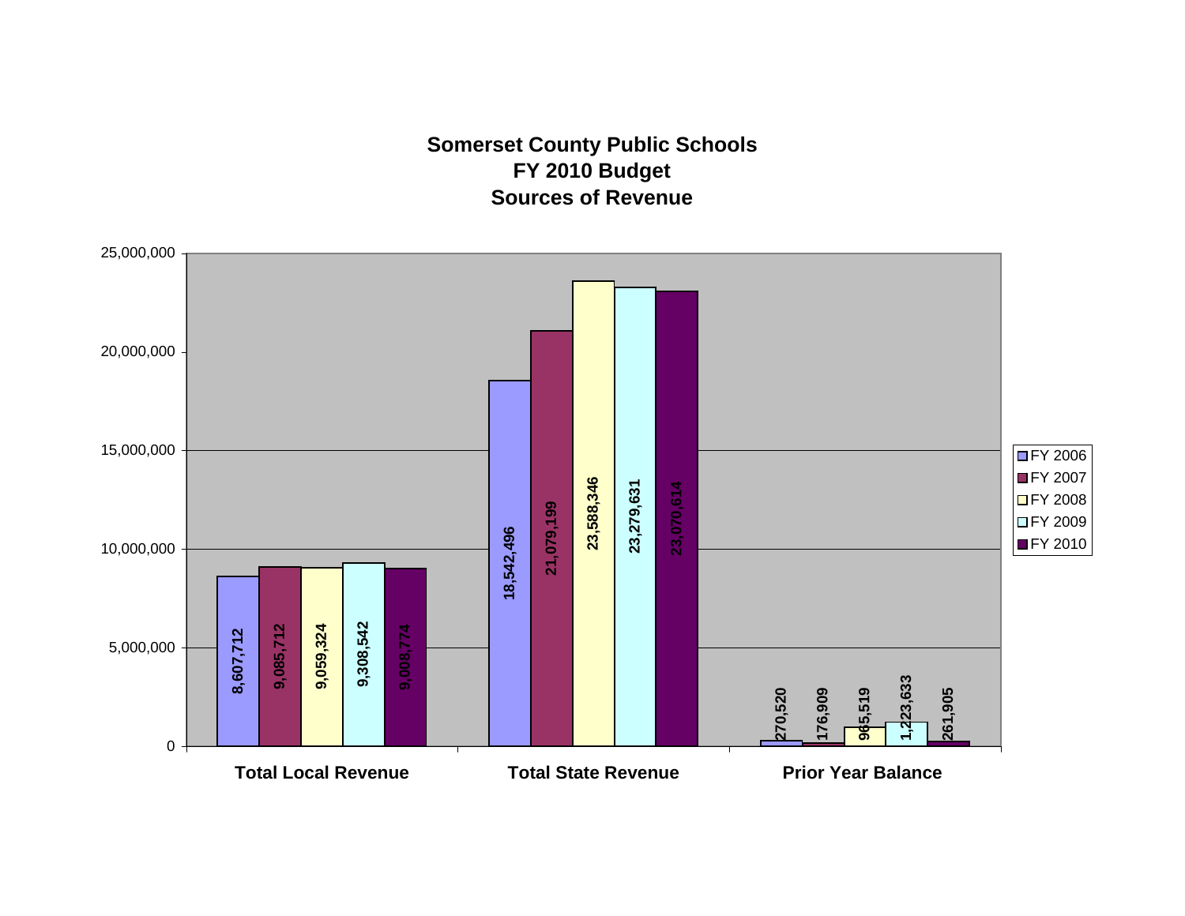# Somerset County Public Schools
## FY 2010 Budget
## Sources of Revenue

| | FY 2006 | FY 2007 | FY 2008 | FY 2009 | FY 2010 |
|---|---|---|---|---|---|
| Total Local Revenue | 8,607,712 | 9,085,712 | 9,059,324 | 9,308,542 | 9,008,774 |
| Total State Revenue | 18,542,496 | 21,079,199 | 23,588,346 | 23,279,631 | 23,070,614 |
| Prior Year Balance | 270,520 | 176,909 | 965,519 | 1,223,633 | 261,905 |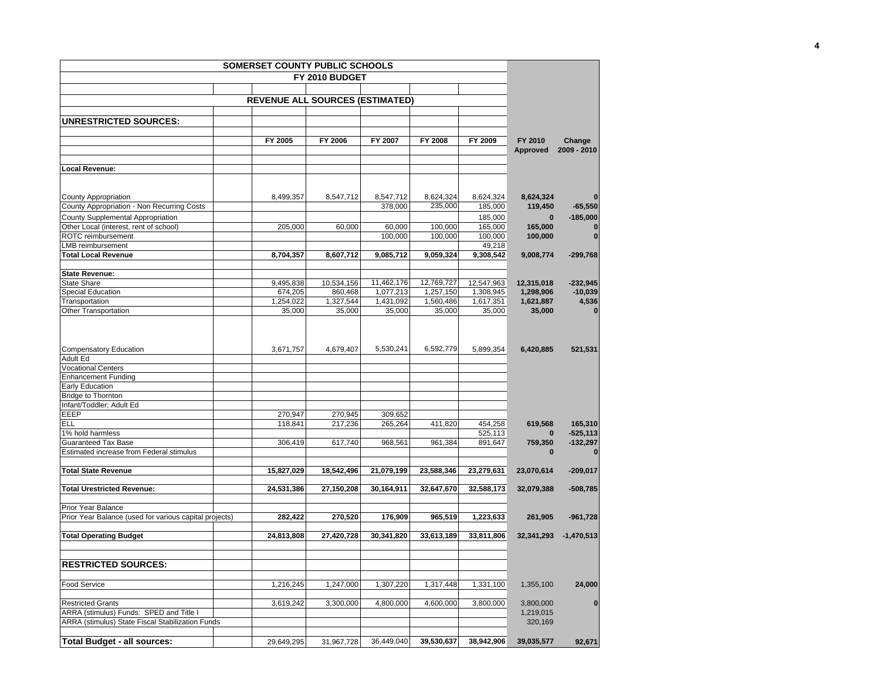# SOMERSET COUNTY PUBLIC SCHOOLS

## FY 2010 BUDGET

### REVENUE ALL SOURCES (ESTIMATED)

| UNRESTRICTED SOURCES: | FY 2005 | FY 2006 | FY 2007 | FY 2008 | FY 2009 | FY 2010 Approved | Change 2009 - 2010 |
|---|---|---|---|---|---|---|---|
| **Local Revenue:** | | | | | | | |
| County Appropriation | 8,499,357 | 8,547,712 | 8,547,712 | 8,624,324 | 8,624,324 | **8,624,324** | **0** |
| County Appropriation - Non Recurring Costs | | | 378,000 | 235,000 | 185,000 | **119,450** | **-65,550** |
| County Supplemental Appropriation | | | | | 185,000 | **0** | **-185,000** |
| Other Local (interest, rent of school) | 205,000 | 60,000 | 60,000 | 100,000 | 165,000 | **165,000** | **0** |
| ROTC reimbursement | | | 100,000 | 100,000 | 100,000 | **100,000** | **0** |
| LMB reimbursement | | | | | 49,218 | | |
| **Total Local Revenue** | **8,704,357** | **8,607,712** | **9,085,712** | **9,059,324** | **9,308,542** | **9,008,774** | **-299,768** |
| **State Revenue:** | | | | | | | |
| State Share | 9,495,838 | 10,534,156 | 11,462,176 | 12,769,727 | 12,547,963 | **12,315,018** | **-232,945** |
| Special Education | 674,205 | 860,468 | 1,077,213 | 1,257,150 | 1,308,945 | **1,298,906** | **-10,039** |
| Transportation | 1,254,022 | 1,327,544 | 1,431,092 | 1,560,486 | 1,617,351 | **1,621,887** | **4,536** |
| Other Transportation | 35,000 | 35,000 | 35,000 | 35,000 | 35,000 | **35,000** | **0** |
| Compensatory Education | 3,671,757 | 4,679,407 | 5,530,241 | 6,592,779 | 5,899,354 | **6,420,885** | **521,531** |
| Adult Ed | | | | | | | |
| Vocational Centers | | | | | | | |
| Enhancement Funding | | | | | | | |
| Early Education | | | | | | | |
| Bridge to Thornton | | | | | | | |
| Infant/Toddler; Adult Ed | | | | | | | |
| EEEP | 270,947 | 270,945 | 309,652 | | | | |
| ELL | 118,841 | 217,236 | 265,264 | 411,820 | 454,258 | **619,568** | **165,310** |
| 1% hold harmless | | | | | 525,113 | **0** | **-525,113** |
| Guaranteed Tax Base | 306,419 | 617,740 | 968,561 | 961,384 | 891,647 | **759,350** | **-132,297** |
| Estimated increase from Federal stimulus | | | | | | **0** | **0** |
| **Total State Revenue** | **15,827,029** | **18,542,496** | **21,079,199** | **23,588,346** | **23,279,631** | **23,070,614** | **-209,017** |
| **Total Urestricted Revenue:** | **24,531,386** | **27,150,208** | **30,164,911** | **32,647,670** | **32,588,173** | **32,079,388** | **-508,785** |
| Prior Year Balance | | | | | | | |
| Prior Year Balance (used for various capital projects) | **282,422** | **270,520** | **176,909** | **965,519** | **1,223,633** | **261,905** | **-961,728** |
| **Total Operating Budget** | **24,813,808** | **27,420,728** | **30,341,820** | **33,613,189** | **33,811,806** | **32,341,293** | **-1,470,513** |
| **RESTRICTED SOURCES:** | | | | | | | |
| Food Service | 1,216,245 | 1,247,000 | 1,307,220 | 1,317,448 | 1,331,100 | 1,355,100 | **24,000** |
| Restricted Grants | 3,619,242 | 3,300,000 | 4,800,000 | 4,600,000 | 3,800,000 | 3,800,000 | **0** |
| ARRA (stimulus) Funds: SPED and Title I | | | | | | 1,219,015 | |
| ARRA (stimulus) State Fiscal Stabilization Funds | | | | | | 320,169 | |
| **Total Budget - all sources:** | 29,649,295 | 31,967,728 | 36,449,040 | **39,530,637** | **38,942,906** | **39,035,577** | **92,671** |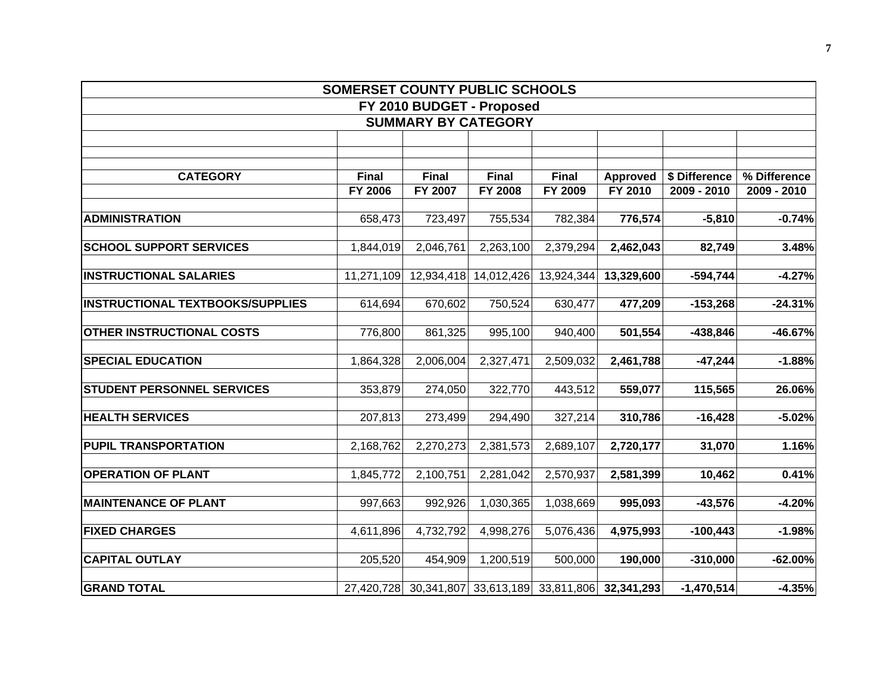# SOMERSET COUNTY PUBLIC SCHOOLS

## FY 2010 BUDGET - Proposed

### SUMMARY BY CATEGORY

| CATEGORY | Final FY 2006 | Final FY 2007 | Final FY 2008 | Final FY 2009 | Approved FY 2010 | $ Difference 2009 - 2010 | % Difference 2009 - 2010 |
|---|---|---|---|---|---|---|---|
| **ADMINISTRATION** | 658,473 | 723,497 | 755,534 | 782,384 | **776,574** | **-5,810** | **-0.74%** |
| **SCHOOL SUPPORT SERVICES** | 1,844,019 | 2,046,761 | 2,263,100 | 2,379,294 | **2,462,043** | **82,749** | **3.48%** |
| **INSTRUCTIONAL SALARIES** | 11,271,109 | 12,934,418 | 14,012,426 | 13,924,344 | **13,329,600** | **-594,744** | **-4.27%** |
| **INSTRUCTIONAL TEXTBOOKS/SUPPLIES** | 614,694 | 670,602 | 750,524 | 630,477 | **477,209** | **-153,268** | **-24.31%** |
| **OTHER INSTRUCTIONAL COSTS** | 776,800 | 861,325 | 995,100 | 940,400 | **501,554** | **-438,846** | **-46.67%** |
| **SPECIAL EDUCATION** | 1,864,328 | 2,006,004 | 2,327,471 | 2,509,032 | **2,461,788** | **-47,244** | **-1.88%** |
| **STUDENT PERSONNEL SERVICES** | 353,879 | 274,050 | 322,770 | 443,512 | **559,077** | **115,565** | **26.06%** |
| **HEALTH SERVICES** | 207,813 | 273,499 | 294,490 | 327,214 | **310,786** | **-16,428** | **-5.02%** |
| **PUPIL TRANSPORTATION** | 2,168,762 | 2,270,273 | 2,381,573 | 2,689,107 | **2,720,177** | **31,070** | **1.16%** |
| **OPERATION OF PLANT** | 1,845,772 | 2,100,751 | 2,281,042 | 2,570,937 | **2,581,399** | **10,462** | **0.41%** |
| **MAINTENANCE OF PLANT** | 997,663 | 992,926 | 1,030,365 | 1,038,669 | **995,093** | **-43,576** | **-4.20%** |
| **FIXED CHARGES** | 4,611,896 | 4,732,792 | 4,998,276 | 5,076,436 | **4,975,993** | **-100,443** | **-1.98%** |
| **CAPITAL OUTLAY** | 205,520 | 454,909 | 1,200,519 | 500,000 | **190,000** | **-310,000** | **-62.00%** |
| **GRAND TOTAL** | 27,420,728 | 30,341,807 | 33,613,189 | 33,811,806 | **32,341,293** | **-1,470,514** | **-4.35%** |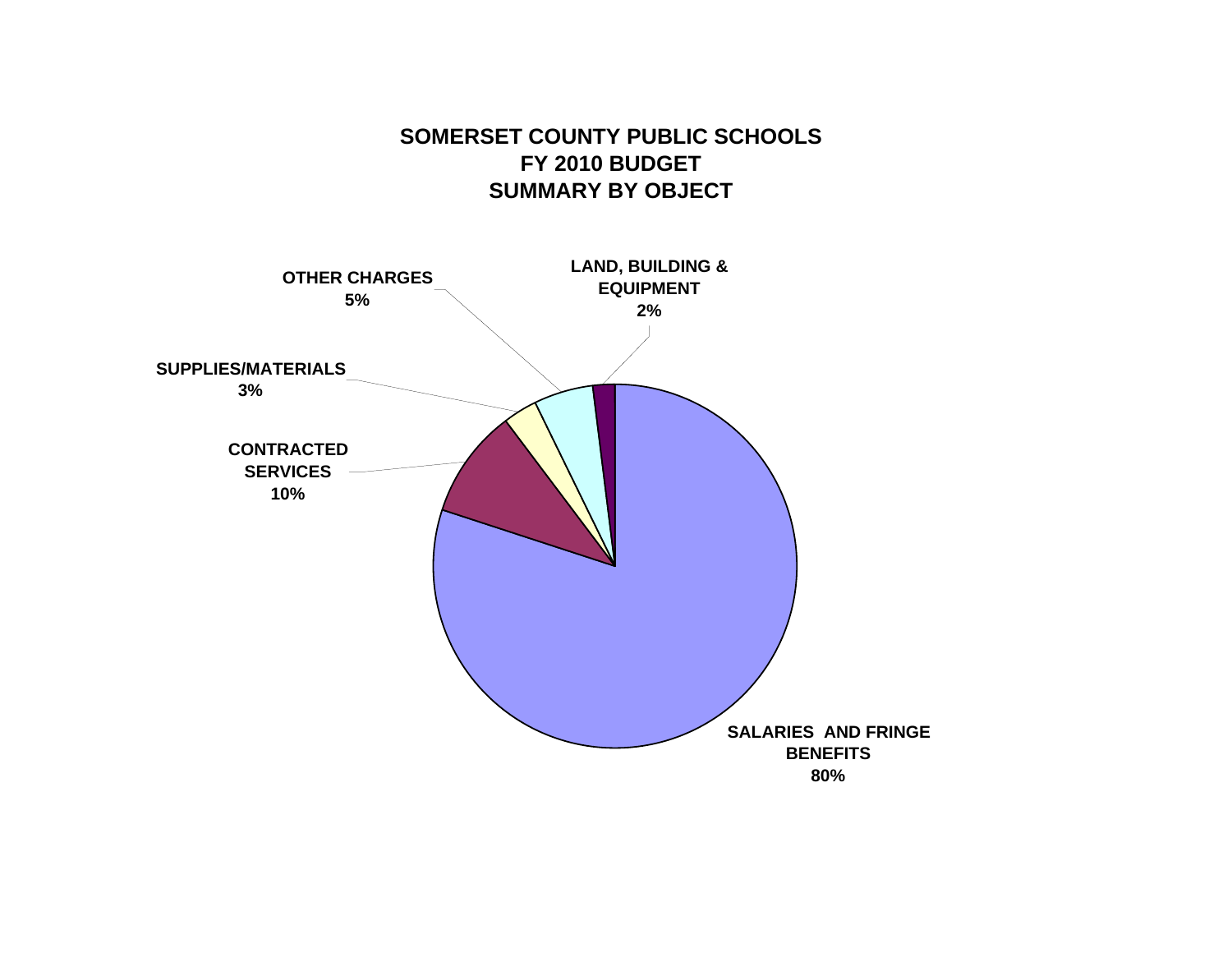# SOMERSET COUNTY PUBLIC SCHOOLS
# FY 2010 BUDGET
# SUMMARY BY OBJECT

OTHER CHARGES
5%

LAND, BUILDING & EQUIPMENT
2%

SUPPLIES/MATERIALS
3%

CONTRACTED SERVICES
10%

SALARIES AND FRINGE BENEFITS
80%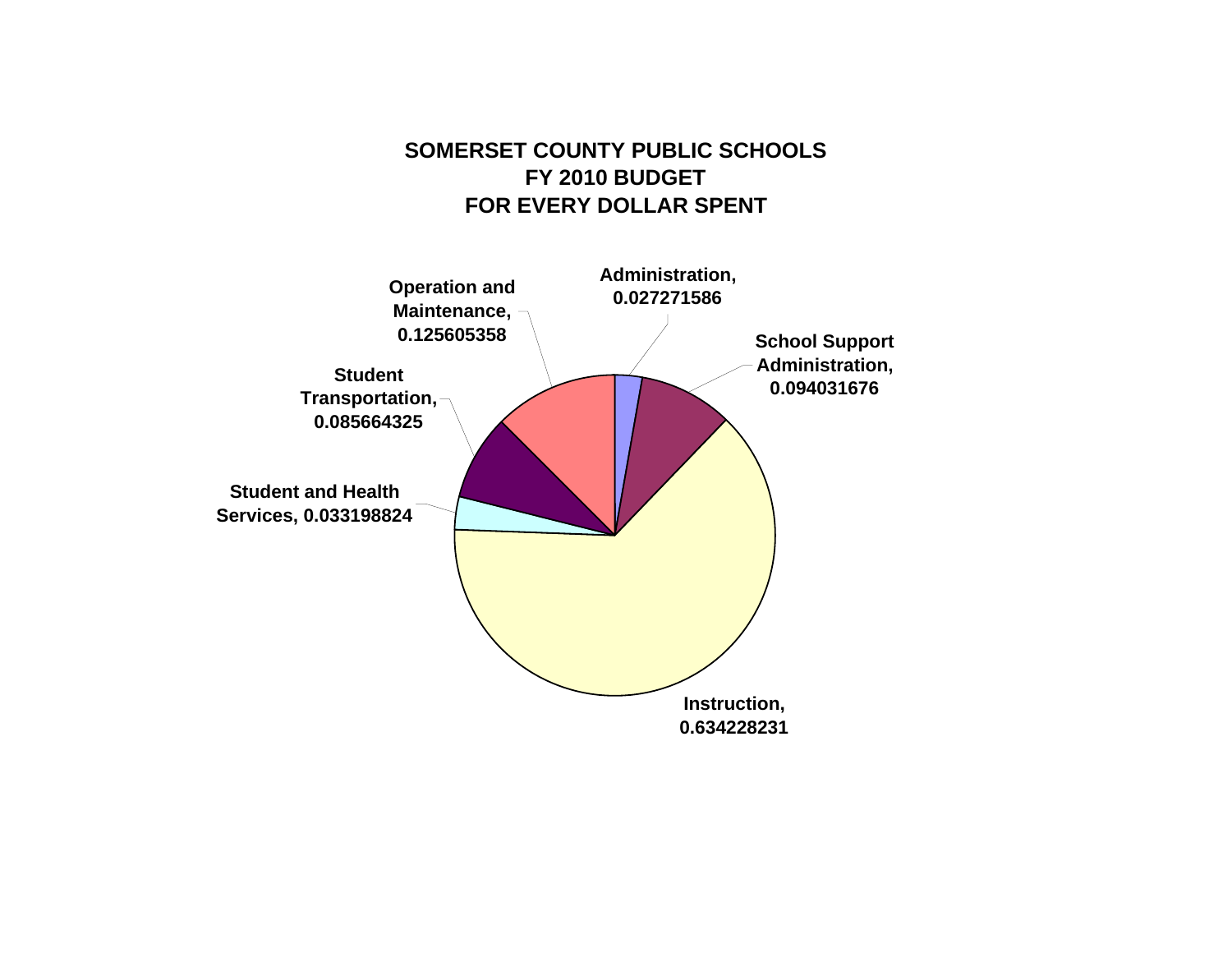# SOMERSET COUNTY PUBLIC SCHOOLS
# FY 2010 BUDGET
# FOR EVERY DOLLAR SPENT

Administration, 0.027271586

School Support Administration, 0.094031676

Instruction, 0.634228231

Student and Health Services, 0.033198824

Student Transportation, 0.085664325

Operation and Maintenance, 0.125605358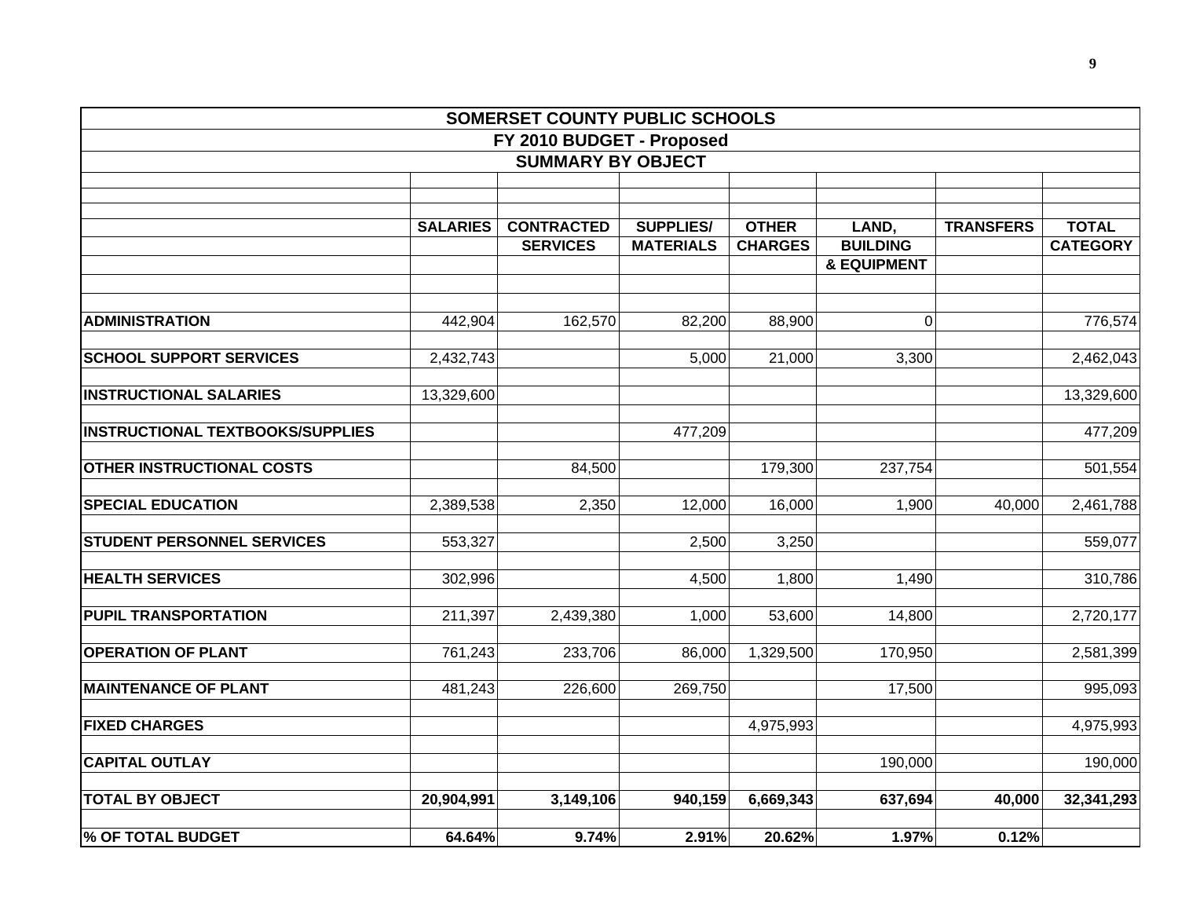## SOMERSET COUNTY PUBLIC SCHOOLS

## FY 2010 BUDGET - Proposed

## SUMMARY BY OBJECT

| | SALARIES | CONTRACTED SERVICES | SUPPLIES/ MATERIALS | OTHER CHARGES | LAND, BUILDING & EQUIPMENT | TRANSFERS | TOTAL CATEGORY |
|---|---|---|---|---|---|---|---|
| **ADMINISTRATION** | 442,904 | 162,570 | 82,200 | 88,900 | 0 | | 776,574 |
| **SCHOOL SUPPORT SERVICES** | 2,432,743 | | 5,000 | 21,000 | 3,300 | | 2,462,043 |
| **INSTRUCTIONAL SALARIES** | 13,329,600 | | | | | | 13,329,600 |
| **INSTRUCTIONAL TEXTBOOKS/SUPPLIES** | | | 477,209 | | | | 477,209 |
| **OTHER INSTRUCTIONAL COSTS** | | 84,500 | | 179,300 | 237,754 | | 501,554 |
| **SPECIAL EDUCATION** | 2,389,538 | 2,350 | 12,000 | 16,000 | 1,900 | 40,000 | 2,461,788 |
| **STUDENT PERSONNEL SERVICES** | 553,327 | | 2,500 | 3,250 | | | 559,077 |
| **HEALTH SERVICES** | 302,996 | | 4,500 | 1,800 | 1,490 | | 310,786 |
| **PUPIL TRANSPORTATION** | 211,397 | 2,439,380 | 1,000 | 53,600 | 14,800 | | 2,720,177 |
| **OPERATION OF PLANT** | 761,243 | 233,706 | 86,000 | 1,329,500 | 170,950 | | 2,581,399 |
| **MAINTENANCE OF PLANT** | 481,243 | 226,600 | 269,750 | | 17,500 | | 995,093 |
| **FIXED CHARGES** | | | | 4,975,993 | | | 4,975,993 |
| **CAPITAL OUTLAY** | | | | | 190,000 | | 190,000 |
| **TOTAL BY OBJECT** | **20,904,991** | **3,149,106** | **940,159** | **6,669,343** | **637,694** | **40,000** | **32,341,293** |
| **% OF TOTAL BUDGET** | **64.64%** | **9.74%** | **2.91%** | **20.62%** | **1.97%** | **0.12%** | |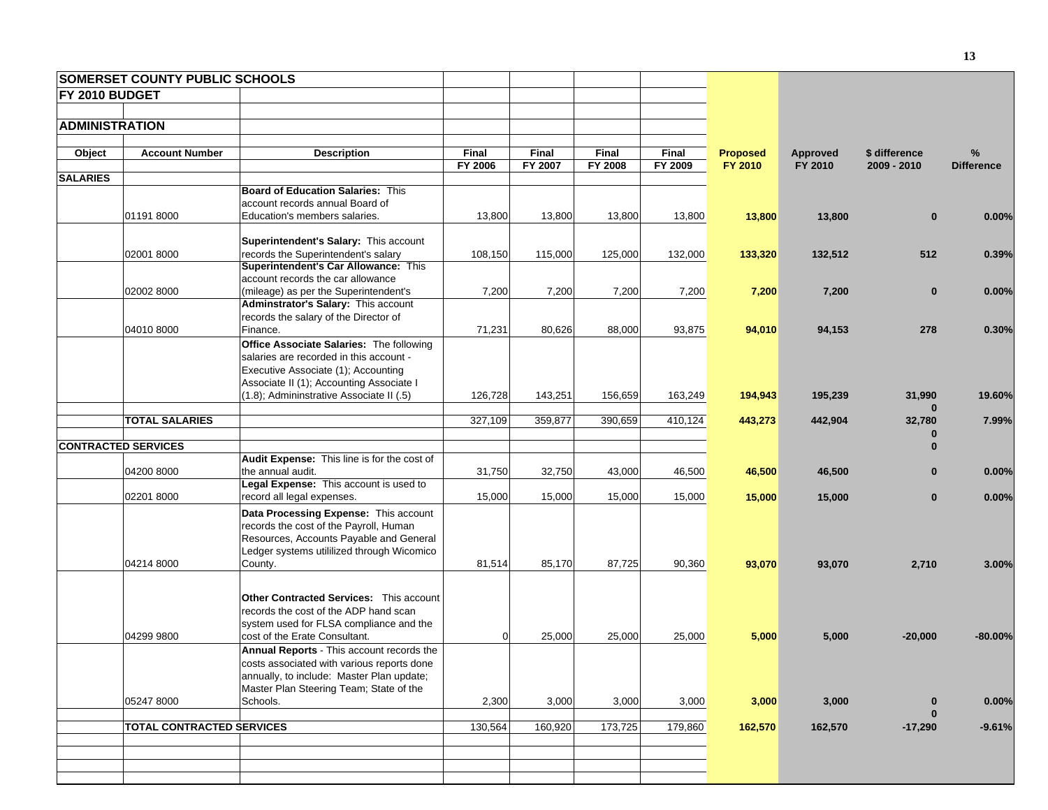**SOMERSET COUNTY PUBLIC SCHOOLS**

**FY 2010 BUDGET**

**ADMINISTRATION**

| Object | Account Number | Description | Final FY 2006 | Final FY 2007 | Final FY 2008 | Final FY 2009 | Proposed FY 2010 | Approved FY 2010 | $ difference 2009 - 2010 | % Difference |
|---|---|---|---|---|---|---|---|---|---|---|
| **SALARIES** | | | | | | | | | | |
| | 01191 8000 | **Board of Education Salaries:** This account records annual Board of Education's members salaries. | 13,800 | 13,800 | 13,800 | 13,800 | **13,800** | **13,800** | **0** | **0.00%** |
| | 02001 8000 | **Superintendent's Salary:** This account records the Superintendent's salary | 108,150 | 115,000 | 125,000 | 132,000 | **133,320** | **132,512** | **512** | **0.39%** |
| | 02002 8000 | **Superintendent's Car Allowance:** This account records the car allowance (mileage) as per the Superintendent's | 7,200 | 7,200 | 7,200 | 7,200 | **7,200** | **7,200** | **0** | **0.00%** |
| | 04010 8000 | **Adminstrator's Salary:** This account records the salary of the Director of Finance. | 71,231 | 80,626 | 88,000 | 93,875 | **94,010** | **94,153** | **278** | **0.30%** |
| | | **Office Associate Salaries:** The following salaries are recorded in this account - Executive Associate (1); Accounting Associate II (1); Accounting Associate I (1.8); Admininstrative Associate II (.5) | 126,728 | 143,251 | 156,659 | 163,249 | **194,943** | **195,239** | **31,990** | **19.60%** |
| | | | | | | | | | **0** | |
| | **TOTAL SALARIES** | | 327,109 | 359,877 | 390,659 | 410,124 | **443,273** | **442,904** | **32,780** | **7.99%** |
| | | | | | | | | | **0** | |
| **CONTRACTED SERVICES** | | | | | | | | | **0** | |
| | 04200 8000 | **Audit Expense:** This line is for the cost of the annual audit. | 31,750 | 32,750 | 43,000 | 46,500 | **46,500** | **46,500** | **0** | **0.00%** |
| | 02201 8000 | **Legal Expense:** This account is used to record all legal expenses. | 15,000 | 15,000 | 15,000 | 15,000 | **15,000** | **15,000** | **0** | **0.00%** |
| | 04214 8000 | **Data Processing Expense:** This account records the cost of the Payroll, Human Resources, Accounts Payable and General Ledger systems utililized through Wicomico County. | 81,514 | 85,170 | 87,725 | 90,360 | **93,070** | **93,070** | **2,710** | **3.00%** |
| | 04299 9800 | **Other Contracted Services:** This account records the cost of the ADP hand scan system used for FLSA compliance and the cost of the Erate Consultant. | 0 | 25,000 | 25,000 | 25,000 | **5,000** | **5,000** | **-20,000** | **-80.00%** |
| | 05247 8000 | **Annual Reports** - This account records the costs associated with various reports done annually, to include: Master Plan update; Master Plan Steering Team; State of the Schools. | 2,300 | 3,000 | 3,000 | 3,000 | **3,000** | **3,000** | **0** | **0.00%** |
| | | | | | | | | | **0** | |
| | **TOTAL CONTRACTED SERVICES** | | 130,564 | 160,920 | 173,725 | 179,860 | **162,570** | **162,570** | **-17,290** | **-9.61%** |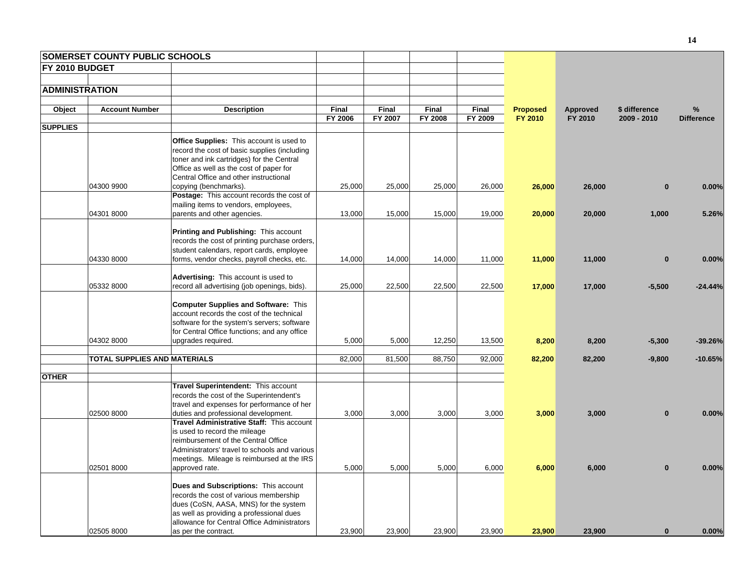| SOMERSET COUNTY PUBLIC SCHOOLS | | | | | | | | | | |
|---|---|---|---|---|---|---|---|---|---|---|
| **FY 2010 BUDGET** | | | | | | | | | | |
| **ADMINISTRATION** | | | | | | | | | | |
| **Object** | **Account Number** | **Description** | **Final FY 2006** | **Final FY 2007** | **Final FY 2008** | **Final FY 2009** | **Proposed FY 2010** | **Approved FY 2010** | **$ difference 2009 - 2010** | **% Difference** |
| **SUPPLIES** | | | | | | | | | | |
| | 04300 9900 | **Office Supplies:** This account is used to record the cost of basic supplies (including toner and ink cartridges) for the Central Office as well as the cost of paper for Central Office and other instructional copying (benchmarks). | 25,000 | 25,000 | 25,000 | 26,000 | **26,000** | **26,000** | **0** | **0.00%** |
| | 04301 8000 | **Postage:** This account records the cost of mailing items to vendors, employees, parents and other agencies. | 13,000 | 15,000 | 15,000 | 19,000 | **20,000** | **20,000** | **1,000** | **5.26%** |
| | 04330 8000 | **Printing and Publishing:** This account records the cost of printing purchase orders, student calendars, report cards, employee forms, vendor checks, payroll checks, etc. | 14,000 | 14,000 | 14,000 | 11,000 | **11,000** | **11,000** | **0** | **0.00%** |
| | 05332 8000 | **Advertising:** This account is used to record all advertising (job openings, bids). | 25,000 | 22,500 | 22,500 | 22,500 | **17,000** | **17,000** | **-5,500** | **-24.44%** |
| | 04302 8000 | **Computer Supplies and Software:** This account records the cost of the technical software for the system's servers; software for Central Office functions; and any office upgrades required. | 5,000 | 5,000 | 12,250 | 13,500 | **8,200** | **8,200** | **-5,300** | **-39.26%** |
| | **TOTAL SUPPLIES AND MATERIALS** | | 82,000 | 81,500 | 88,750 | 92,000 | **82,200** | **82,200** | **-9,800** | **-10.65%** |
| **OTHER** | | | | | | | | | | |
| | 02500 8000 | **Travel Superintendent:** This account records the cost of the Superintendent's travel and expenses for performance of her duties and professional development. | 3,000 | 3,000 | 3,000 | 3,000 | **3,000** | **3,000** | **0** | **0.00%** |
| | 02501 8000 | **Travel Administrative Staff:** This account is used to record the mileage reimbursement of the Central Office Administrators' travel to schools and various meetings. Mileage is reimbursed at the IRS approved rate. | 5,000 | 5,000 | 5,000 | 6,000 | **6,000** | **6,000** | **0** | **0.00%** |
| | 02505 8000 | **Dues and Subscriptions:** This account records the cost of various membership dues (CoSN, AASA, MNS) for the system as well as providing a professional dues allowance for Central Office Administrators as per the contract. | 23,900 | 23,900 | 23,900 | 23,900 | **23,900** | **23,900** | **0** | **0.00%** |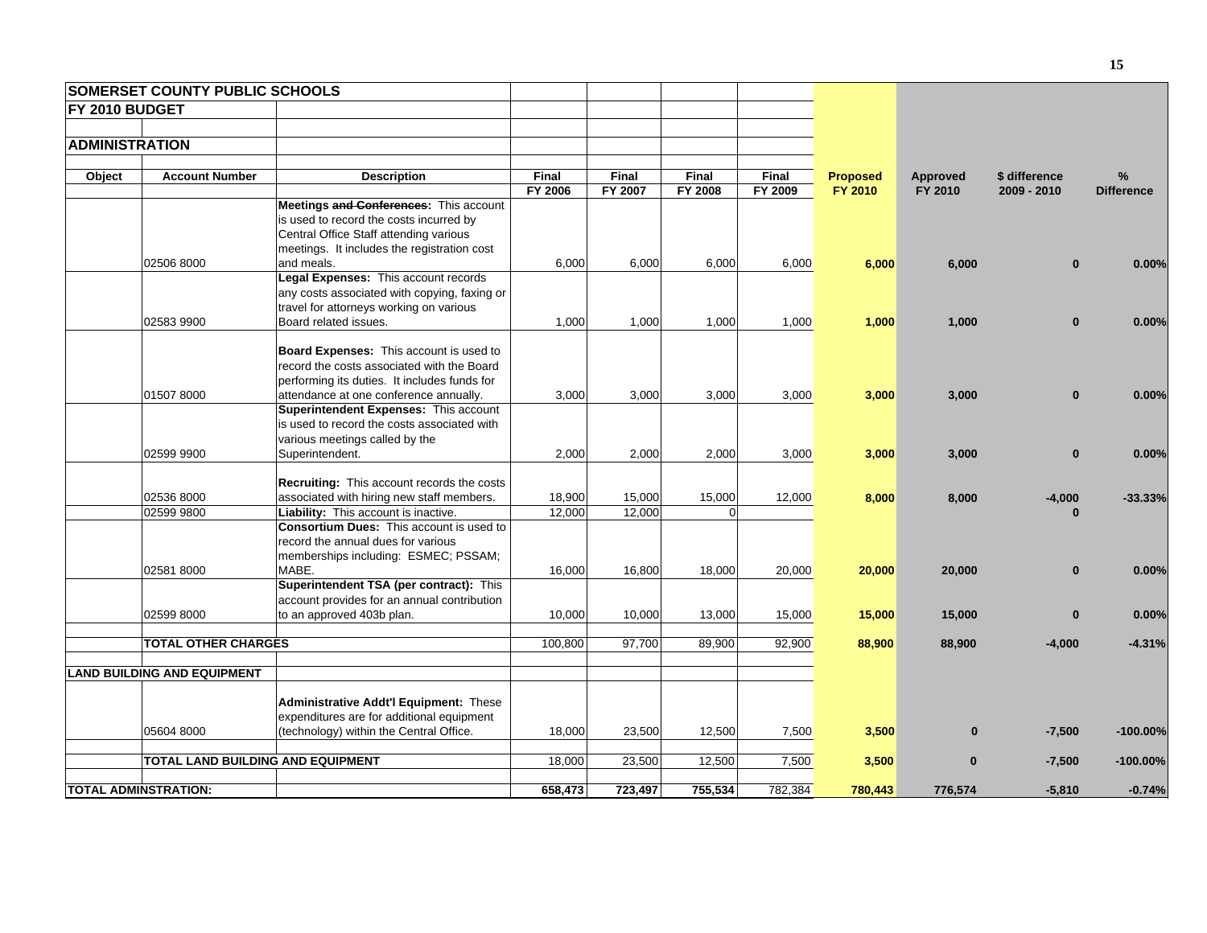| SOMERSET COUNTY PUBLIC SCHOOLS | | | | | | | | | | |
|---|---|---|---|---|---|---|---|---|---|---|
| FY 2010 BUDGET | | | | | | | | | | |
| ADMINISTRATION | | | | | | | | | | |
| Object | Account Number | Description | Final FY 2006 | Final FY 2007 | Final FY 2008 | Final FY 2009 | Proposed FY 2010 | Approved FY 2010 | $ difference 2009 - 2010 | % Difference |
| | 02506 8000 | **Meetings ~~and Conferences~~:** This account is used to record the costs incurred by Central Office Staff attending various meetings. It includes the registration cost and meals. | 6,000 | 6,000 | 6,000 | 6,000 | **6,000** | **6,000** | **0** | **0.00%** |
| | 02583 9900 | **Legal Expenses:** This account records any costs associated with copying, faxing or travel for attorneys working on various Board related issues. | 1,000 | 1,000 | 1,000 | 1,000 | **1,000** | **1,000** | **0** | **0.00%** |
| | 01507 8000 | **Board Expenses:** This account is used to record the costs associated with the Board performing its duties. It includes funds for attendance at one conference annually. | 3,000 | 3,000 | 3,000 | 3,000 | **3,000** | **3,000** | **0** | **0.00%** |
| | 02599 9900 | **Superintendent Expenses:** This account is used to record the costs associated with various meetings called by the Superintendent. | 2,000 | 2,000 | 2,000 | 3,000 | **3,000** | **3,000** | **0** | **0.00%** |
| | 02536 8000 | **Recruiting:** This account records the costs associated with hiring new staff members. | 18,900 | 15,000 | 15,000 | 12,000 | **8,000** | **8,000** | **-4,000** | **-33.33%** |
| | 02599 9800 | **Liability:** This account is inactive. | 12,000 | 12,000 | 0 | | | | **0** | |
| | 02581 8000 | **Consortium Dues:** This account is used to record the annual dues for various memberships including: ESMEC; PSSAM; MABE. | 16,000 | 16,800 | 18,000 | 20,000 | **20,000** | **20,000** | **0** | **0.00%** |
| | 02599 8000 | **Superintendent TSA (per contract):** This account provides for an annual contribution to an approved 403b plan. | 10,000 | 10,000 | 13,000 | 15,000 | **15,000** | **15,000** | **0** | **0.00%** |
| | **TOTAL OTHER CHARGES** | | 100,800 | 97,700 | 89,900 | 92,900 | **88,900** | **88,900** | **-4,000** | **-4.31%** |
| **LAND BUILDING AND EQUIPMENT** | | | | | | | | | | |
| | 05604 8000 | **Administrative Addt'l Equipment:** These expenditures are for additional equipment (technology) within the Central Office. | 18,000 | 23,500 | 12,500 | 7,500 | **3,500** | **0** | **-7,500** | **-100.00%** |
| | **TOTAL LAND BUILDING AND EQUIPMENT** | | 18,000 | 23,500 | 12,500 | 7,500 | **3,500** | **0** | **-7,500** | **-100.00%** |
| **TOTAL ADMINSTRATION:** | | | **658,473** | **723,497** | **755,534** | 782,384 | **780,443** | **776,574** | **-5,810** | **-0.74%** |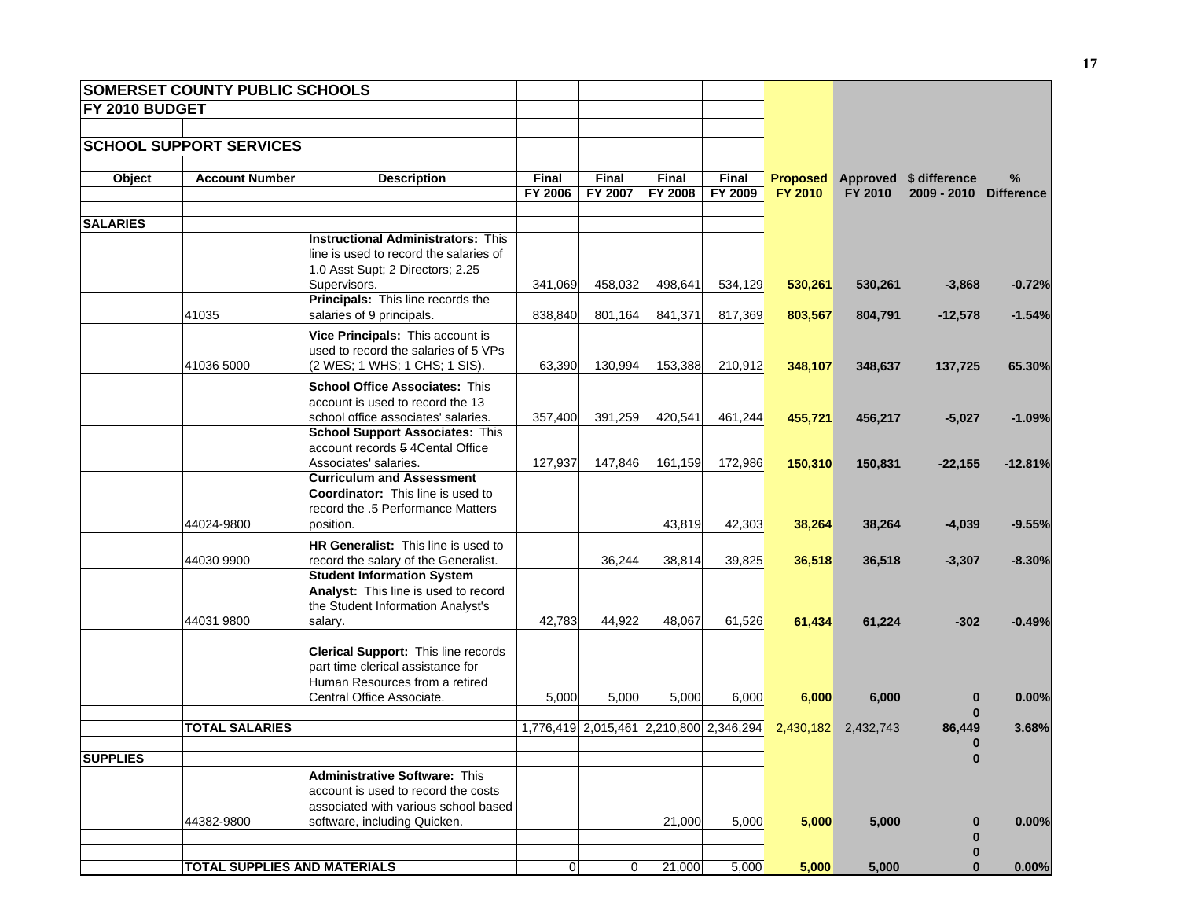| SOMERSET COUNTY PUBLIC SCHOOLS | | | | | | | | | | |
|---|---|---|---|---|---|---|---|---|---|---|
| **FY 2010 BUDGET** | | | | | | | | | | |
| **SCHOOL SUPPORT SERVICES** | | | | | | | | | | |
| **Object** | **Account Number** | **Description** | **Final FY 2006** | **Final FY 2007** | **Final FY 2008** | **Final FY 2009** | **Proposed FY 2010** | **Approved FY 2010** | **$ difference 2009 - 2010** | **% Difference** |
| **SALARIES** | | | | | | | | | | |
| | | **Instructional Administrators:** This line is used to record the salaries of 1.0 Asst Supt; 2 Directors; 2.25 Supervisors. | 341,069 | 458,032 | 498,641 | 534,129 | **530,261** | **530,261** | **-3,868** | **-0.72%** |
| | 41035 | **Principals:** This line records the salaries of 9 principals. | 838,840 | 801,164 | 841,371 | 817,369 | **803,567** | **804,791** | **-12,578** | **-1.54%** |
| | 41036 5000 | **Vice Principals:** This account is used to record the salaries of 5 VPs (2 WES; 1 WHS; 1 CHS; 1 SIS). | 63,390 | 130,994 | 153,388 | 210,912 | **348,107** | **348,637** | **137,725** | **65.30%** |
| | | **School Office Associates:** This account is used to record the 13 school office associates' salaries. | 357,400 | 391,259 | 420,541 | 461,244 | **455,721** | **456,217** | **-5,027** | **-1.09%** |
| | | **School Support Associates:** This account records ~~5~~ 4Cental Office Associates' salaries. | 127,937 | 147,846 | 161,159 | 172,986 | **150,310** | **150,831** | **-22,155** | **-12.81%** |
| | 44024-9800 | **Curriculum and Assessment Coordinator:** This line is used to record the .5 Performance Matters position. | | | 43,819 | 42,303 | **38,264** | **38,264** | **-4,039** | **-9.55%** |
| | 44030 9900 | **HR Generalist:** This line is used to record the salary of the Generalist. | | 36,244 | 38,814 | 39,825 | **36,518** | **36,518** | **-3,307** | **-8.30%** |
| | 44031 9800 | **Student Information System Analyst:** This line is used to record the Student Information Analyst's salary. | 42,783 | 44,922 | 48,067 | 61,526 | **61,434** | **61,224** | **-302** | **-0.49%** |
| | | **Clerical Support:** This line records part time clerical assistance for Human Resources from a retired Central Office Associate. | 5,000 | 5,000 | 5,000 | 6,000 | **6,000** | **6,000** | **0** | **0.00%** |
| | | | | | | | | | **0** | |
| | **TOTAL SALARIES** | | 1,776,419 | 2,015,461 | 2,210,800 | 2,346,294 | 2,430,182 | 2,432,743 | **86,449** | **3.68%** |
| | | | | | | | | | **0** | |
| **SUPPLIES** | | | | | | | | | **0** | |
| | 44382-9800 | **Administrative Software:** This account is used to record the costs associated with various school based software, including Quicken. | | | 21,000 | 5,000 | **5,000** | **5,000** | **0** | **0.00%** |
| | | | | | | | | | **0** | |
| | | | | | | | | | **0** | |
| | **TOTAL SUPPLIES AND MATERIALS** | | 0 | 0 | 21,000 | 5,000 | **5,000** | **5,000** | **0** | **0.00%** |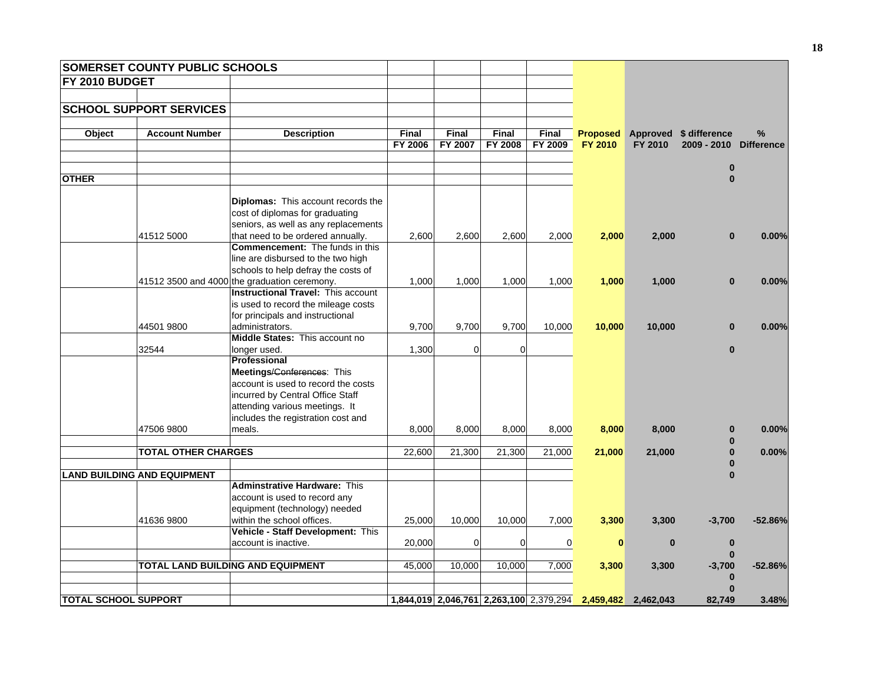| SOMERSET COUNTY PUBLIC SCHOOLS | | | | | | | | | | |
|---|---|---|---|---|---|---|---|---|---|---|
| FY 2010 BUDGET | | | | | | | | | | |
| SCHOOL SUPPORT SERVICES | | | | | | | | | | |
| **Object** | **Account Number** | **Description** | **Final FY 2006** | **Final FY 2007** | **Final FY 2008** | **Final FY 2009** | **Proposed FY 2010** | **Approved FY 2010** | **$ difference 2009 - 2010** | **% Difference** |
| | | | | | | | | | 0 | |
| **OTHER** | | | | | | | | | 0 | |
| | 41512 5000 | **Diplomas:** This account records the cost of diplomas for graduating seniors, as well as any replacements that need to be ordered annually. | 2,600 | 2,600 | 2,600 | 2,000 | **2,000** | **2,000** | **0** | **0.00%** |
| | 41512 3500 and 4000 | **Commencement:** The funds in this line are disbursed to the two high schools to help defray the costs of the graduation ceremony. | 1,000 | 1,000 | 1,000 | 1,000 | **1,000** | **1,000** | **0** | **0.00%** |
| | 44501 9800 | **Instructional Travel:** This account is used to record the mileage costs for principals and instructional administrators. | 9,700 | 9,700 | 9,700 | 10,000 | **10,000** | **10,000** | **0** | **0.00%** |
| | 32544 | **Middle States:** This account no longer used. | 1,300 | 0 | 0 | | | | **0** | |
| | 47506 9800 | **Professional Meetings/~~Conferences~~:** This account is used to record the costs incurred by Central Office Staff attending various meetings. It includes the registration cost and meals. | 8,000 | 8,000 | 8,000 | 8,000 | **8,000** | **8,000** | **0** | **0.00%** |
| | | | | | | | | | 0 | |
| | **TOTAL OTHER CHARGES** | | 22,600 | 21,300 | 21,300 | 21,000 | **21,000** | **21,000** | 0 | **0.00%** |
| | | | | | | | | | 0 | |
| **LAND BUILDING AND EQUIPMENT** | | | | | | | | | 0 | |
| | 41636 9800 | **Adminstrative Hardware:** This account is used to record any equipment (technology) needed within the school offices. | 25,000 | 10,000 | 10,000 | 7,000 | **3,300** | **3,300** | **-3,700** | **-52.86%** |
| | | **Vehicle - Staff Development:** This account is inactive. | 20,000 | 0 | 0 | 0 | **0** | **0** | **0** | |
| | | | | | | | | | 0 | |
| | **TOTAL LAND BUILDING AND EQUIPMENT** | | 45,000 | 10,000 | 10,000 | 7,000 | **3,300** | **3,300** | **-3,700** | **-52.86%** |
| | | | | | | | | | 0 | |
| | | | | | | | | | 0 | |
| **TOTAL SCHOOL SUPPORT** | | | **1,844,019** | **2,046,761** | **2,263,100** | 2,379,294 | **2,459,482** | **2,462,043** | **82,749** | **3.48%** |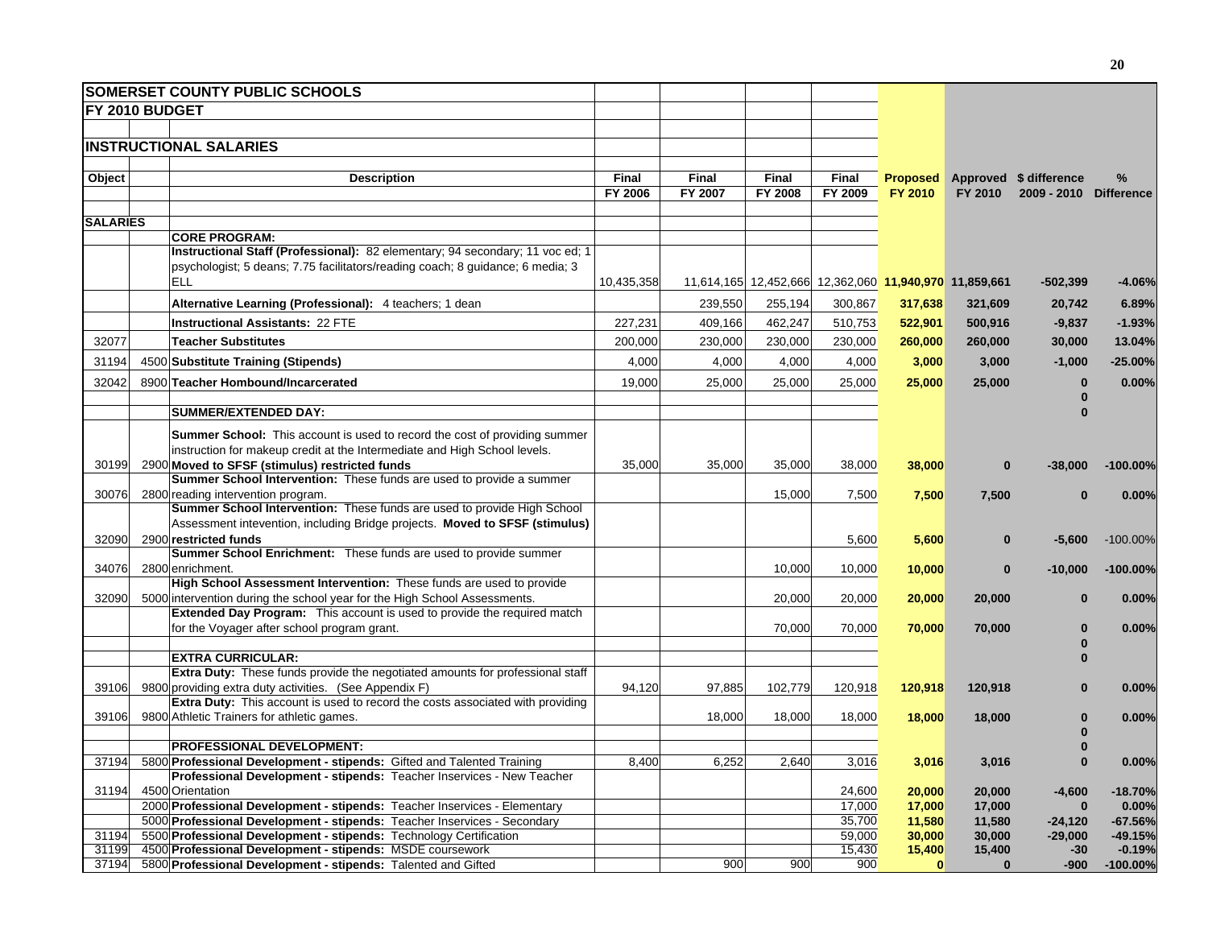# SOMERSET COUNTY PUBLIC SCHOOLS

## FY 2010 BUDGET

### INSTRUCTIONAL SALARIES

| Object | | Description | Final FY 2006 | Final FY 2007 | Final FY 2008 | Final FY 2009 | Proposed FY 2010 | Approved FY 2010 | $ difference 2009 - 2010 | % Difference |
|---|---|---|---|---|---|---|---|---|---|---|
| **SALARIES** | | | | | | | | | | |
| | | **CORE PROGRAM:** | | | | | | | | |
| | | **Instructional Staff (Professional):** 82 elementary; 94 secondary; 11 voc ed; 1 psychologist; 5 deans; 7.75 facilitators/reading coach; 8 guidance; 6 media; 3 ELL | 10,435,358 | 11,614,165 | 12,452,666 | 12,362,060 | **11,940,970** | **11,859,661** | **-502,399** | **-4.06%** |
| | | **Alternative Learning (Professional):** 4 teachers; 1 dean | | 239,550 | 255,194 | 300,867 | **317,638** | **321,609** | **20,742** | **6.89%** |
| | | **Instructional Assistants:** 22 FTE | 227,231 | 409,166 | 462,247 | 510,753 | **522,901** | **500,916** | **-9,837** | **-1.93%** |
| 32077 | | **Teacher Substitutes** | 200,000 | 230,000 | 230,000 | 230,000 | **260,000** | **260,000** | **30,000** | **13.04%** |
| 31194 | 4500 | **Substitute Training (Stipends)** | 4,000 | 4,000 | 4,000 | 4,000 | **3,000** | **3,000** | **-1,000** | **-25.00%** |
| 32042 | 8900 | **Teacher Hombound/Incarcerated** | 19,000 | 25,000 | 25,000 | 25,000 | **25,000** | **25,000** | **0** | **0.00%** |
| | | | | | | | | | **0** | |
| | | **SUMMER/EXTENDED DAY:** | | | | | | | **0** | |
| 30199 | 2900 | **Summer School:** This account is used to record the cost of providing summer instruction for makeup credit at the Intermediate and High School levels. **Moved to SFSF (stimulus) restricted funds** | 35,000 | 35,000 | 35,000 | 38,000 | **38,000** | **0** | **-38,000** | **-100.00%** |
| 30076 | 2800 | **Summer School Intervention:** These funds are used to provide a summer reading intervention program. | | | 15,000 | 7,500 | **7,500** | **7,500** | **0** | **0.00%** |
| 32090 | 2900 | **Summer School Intervention:** These funds are used to provide High School Assessment intevention, including Bridge projects. **Moved to SFSF (stimulus) restricted funds** | | | | 5,600 | **5,600** | **0** | **-5,600** | -100.00% |
| 34076 | 2800 | **Summer School Enrichment:** These funds are used to provide summer enrichment. | | | 10,000 | 10,000 | **10,000** | **0** | **-10,000** | **-100.00%** |
| 32090 | 5000 | **High School Assessment Intervention:** These funds are used to provide intervention during the school year for the High School Assessments. | | | 20,000 | 20,000 | **20,000** | **20,000** | **0** | **0.00%** |
| | | **Extended Day Program:** This account is used to provide the required match for the Voyager after school program grant. | | | 70,000 | 70,000 | **70,000** | **70,000** | **0** | **0.00%** |
| | | | | | | | | | **0** | |
| | | **EXTRA CURRICULAR:** | | | | | | | **0** | |
| 39106 | 9800 | **Extra Duty:** These funds provide the negotiated amounts for professional staff providing extra duty activities. (See Appendix F) | 94,120 | 97,885 | 102,779 | 120,918 | **120,918** | **120,918** | **0** | **0.00%** |
| 39106 | 9800 | **Extra Duty:** This account is used to record the costs associated with providing Athletic Trainers for athletic games. | | 18,000 | 18,000 | 18,000 | **18,000** | **18,000** | **0** | **0.00%** |
| | | | | | | | | | **0** | |
| | | **PROFESSIONAL DEVELOPMENT:** | | | | | | | **0** | |
| 37194 | 5800 | **Professional Development - stipends:** Gifted and Talented Training | 8,400 | 6,252 | 2,640 | 3,016 | **3,016** | **3,016** | **0** | **0.00%** |
| 31194 | 4500 | **Professional Development - stipends:** Teacher Inservices - New Teacher Orientation | | | | 24,600 | **20,000** | **20,000** | **-4,600** | **-18.70%** |
| | 2000 | **Professional Development - stipends:** Teacher Inservices - Elementary | | | | 17,000 | **17,000** | **17,000** | **0** | **0.00%** |
| | 5000 | **Professional Development - stipends:** Teacher Inservices - Secondary | | | | 35,700 | **11,580** | **11,580** | **-24,120** | **-67.56%** |
| 31194 | 5500 | **Professional Development - stipends:** Technology Certification | | | | 59,000 | **30,000** | **30,000** | **-29,000** | **-49.15%** |
| 31199 | 4500 | **Professional Development - stipends:** MSDE coursework | | | | 15,430 | **15,400** | **15,400** | **-30** | **-0.19%** |
| 37194 | 5800 | **Professional Development - stipends:** Talented and Gifted | | 900 | 900 | 900 | **0** | **0** | **-900** | **-100.00%** |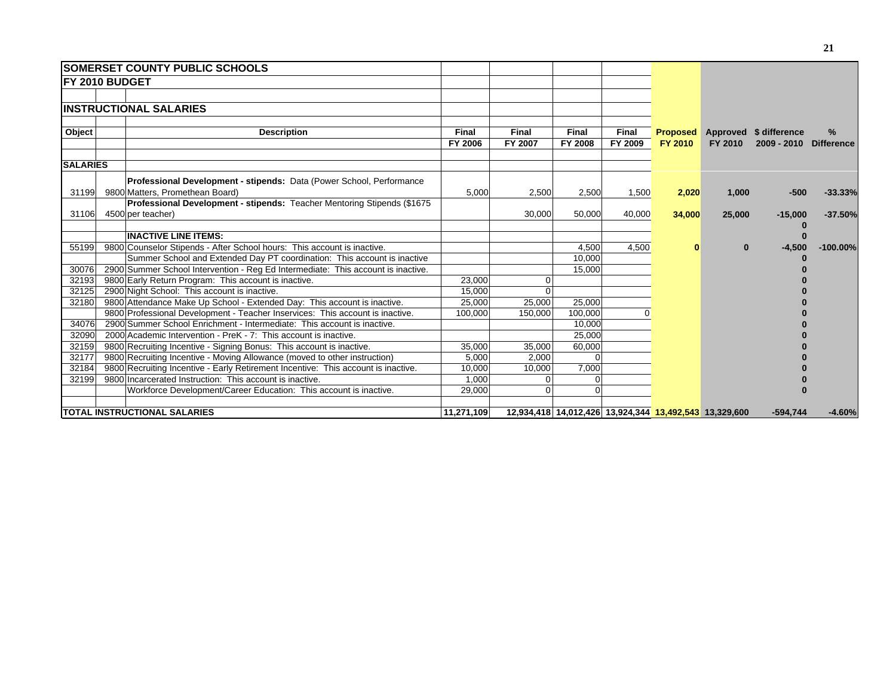# SOMERSET COUNTY PUBLIC SCHOOLS

## FY 2010 BUDGET

### INSTRUCTIONAL SALARIES

| Object | | Description | Final FY 2006 | Final FY 2007 | Final FY 2008 | Final FY 2009 | Proposed FY 2010 | Approved FY 2010 | $ difference 2009 - 2010 | % Difference |
|---|---|---|---|---|---|---|---|---|---|---|
| **SALARIES** | | | | | | | | | | |
| 31199 | 9800 | **Professional Development - stipends:** Data (Power School, Performance Matters, Promethean Board) | 5,000 | 2,500 | 2,500 | 1,500 | **2,020** | **1,000** | **-500** | **-33.33%** |
| 31106 | 4500 | **Professional Development - stipends:** Teacher Mentoring Stipends ($1675 per teacher) | | 30,000 | 50,000 | 40,000 | **34,000** | **25,000** | **-15,000** | **-37.50%** |
| | | | | | | | | | **0** | |
| | | **INACTIVE LINE ITEMS:** | | | | | | | **0** | |
| 55199 | 9800 | Counselor Stipends - After School hours: This account is inactive. | | | 4,500 | 4,500 | **0** | **0** | **-4,500** | **-100.00%** |
| | | Summer School and Extended Day PT coordination: This account is inactive | | | 10,000 | | | | **0** | |
| 30076 | 2900 | Summer School Intervention - Reg Ed Intermediate: This account is inactive. | | | 15,000 | | | | **0** | |
| 32193 | 9800 | Early Return Program: This account is inactive. | 23,000 | 0 | | | | | **0** | |
| 32125 | 2900 | Night School: This account is inactive. | 15,000 | 0 | | | | | **0** | |
| 32180 | 9800 | Attendance Make Up School - Extended Day: This account is inactive. | 25,000 | 25,000 | 25,000 | | | | **0** | |
| | 9800 | Professional Development - Teacher Inservices: This account is inactive. | 100,000 | 150,000 | 100,000 | 0 | | | **0** | |
| 34076 | 2900 | Summer School Enrichment - Intermediate: This account is inactive. | | | 10,000 | | | | **0** | |
| 32090 | 2000 | Academic Intervention - PreK - 7: This account is inactive. | | | 25,000 | | | | **0** | |
| 32159 | 9800 | Recruiting Incentive - Signing Bonus: This account is inactive. | 35,000 | 35,000 | 60,000 | | | | **0** | |
| 32177 | 9800 | Recruiting Incentive - Moving Allowance (moved to other instruction) | 5,000 | 2,000 | 0 | | | | **0** | |
| 32184 | 9800 | Recruiting Incentive - Early Retirement Incentive: This account is inactive. | 10,000 | 10,000 | 7,000 | | | | **0** | |
| 32199 | 9800 | Incarcerated Instruction: This account is inactive. | 1,000 | 0 | 0 | | | | **0** | |
| | | Workforce Development/Career Education: This account is inactive. | 29,000 | 0 | 0 | | | | **0** | |
| **TOTAL INSTRUCTIONAL SALARIES** | | | **11,271,109** | **12,934,418** | **14,012,426** | **13,924,344** | **13,492,543** | **13,329,600** | **-594,744** | **-4.60%** |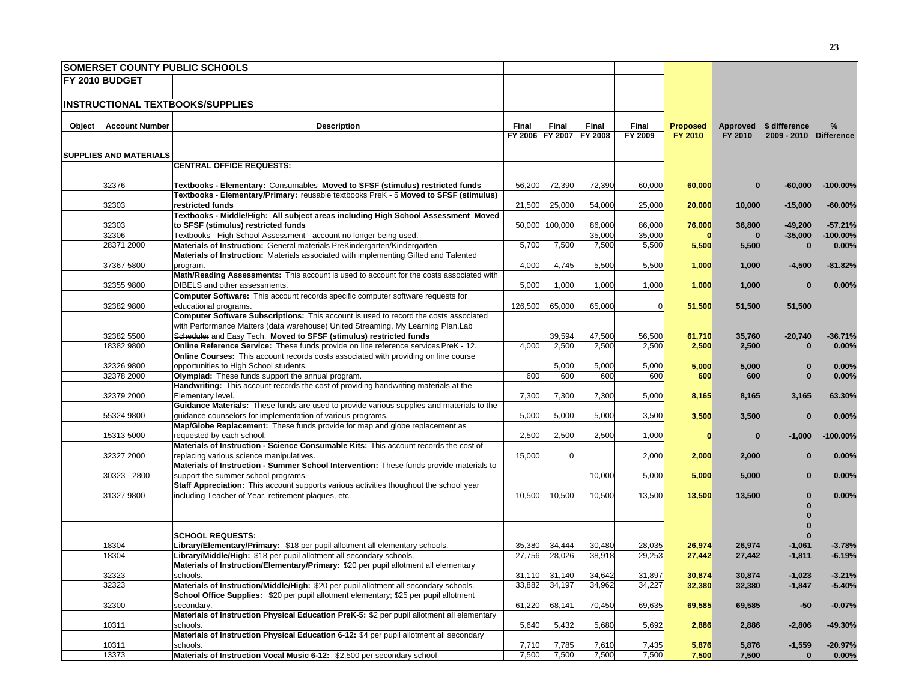## SOMERSET COUNTY PUBLIC SCHOOLS

## FY 2010 BUDGET

### INSTRUCTIONAL TEXTBOOKS/SUPPLIES

| Object | Account Number | Description | Final FY 2006 | Final FY 2007 | Final FY 2008 | Final FY 2009 | Proposed FY 2010 | Approved FY 2010 | $ difference 2009 - 2010 | % Difference |
|---|---|---|---|---|---|---|---|---|---|---|
| SUPPLIES AND MATERIALS | | | | | | | | | | |
| | | **CENTRAL OFFICE REQUESTS:** | | | | | | | | |
| | 32376 | **Textbooks - Elementary:** Consumables **Moved to SFSF (stimulus) restricted funds** | 56,200 | 72,390 | 72,390 | 60,000 | 60,000 | 0 | -60,000 | -100.00% |
| | 32303 | **Textbooks - Elementary/Primary:** reusable textbooks PreK - 5 **Moved to SFSF (stimulus) restricted funds** | 21,500 | 25,000 | 54,000 | 25,000 | 20,000 | 10,000 | -15,000 | -60.00% |
| | 32303 | **Textbooks - Middle/High: All subject areas including High School Assessment Moved to SFSF (stimulus) restricted funds** | 50,000 | 100,000 | 86,000 | 86,000 | 76,000 | 36,800 | -49,200 | -57.21% |
| | 32306 | Textbooks - High School Assessment - account no longer being used. | | | 35,000 | 35,000 | 0 | 0 | -35,000 | -100.00% |
| | 28371 2000 | **Materials of Instruction:** General materials PreKindergarten/Kindergarten | 5,700 | 7,500 | 7,500 | 5,500 | 5,500 | 5,500 | 0 | 0.00% |
| | 37367 5800 | **Materials of Instruction:** Materials associated with implementing Gifted and Talented program. | 4,000 | 4,745 | 5,500 | 5,500 | 1,000 | 1,000 | -4,500 | -81.82% |
| | 32355 9800 | **Math/Reading Assessments:** This account is used to account for the costs associated with DIBELS and other assessments. | 5,000 | 1,000 | 1,000 | 1,000 | 1,000 | 1,000 | 0 | 0.00% |
| | 32382 9800 | **Computer Software:** This account records specific computer software requests for educational programs. | 126,500 | 65,000 | 65,000 | 0 | 51,500 | 51,500 | 51,500 | |
| | 32382 5500 | **Computer Software Subscriptions:** This account is used to record the costs associated with Performance Matters (data warehouse) United Streaming, My Learning Plan, ~~Lab Scheduler~~ and Easy Tech. **Moved to SFSF (stimulus) restricted funds** | | 39,594 | 47,500 | 56,500 | 61,710 | 35,760 | -20,740 | -36.71% |
| | 18382 9800 | **Online Reference Service:** These funds provide on line reference services PreK - 12. | 4,000 | 2,500 | 2,500 | 2,500 | 2,500 | 2,500 | 0 | 0.00% |
| | 32326 9800 | **Online Courses:** This account records costs associated with providing on line course opportunities to High School students. | | 5,000 | 5,000 | 5,000 | 5,000 | 5,000 | 0 | 0.00% |
| | 32378 2000 | **Olympiad:** These funds support the annual program. | 600 | 600 | 600 | 600 | 600 | 600 | 0 | 0.00% |
| | 32379 2000 | **Handwriting:** This account records the cost of providing handwriting materials at the Elementary level. | 7,300 | 7,300 | 7,300 | 5,000 | 8,165 | 8,165 | 3,165 | 63.30% |
| | 55324 9800 | **Guidance Materials:** These funds are used to provide various supplies and materials to the guidance counselors for implementation of various programs. | 5,000 | 5,000 | 5,000 | 3,500 | 3,500 | 3,500 | 0 | 0.00% |
| | 15313 5000 | **Map/Globe Replacement:** These funds provide for map and globe replacement as requested by each school. | 2,500 | 2,500 | 2,500 | 1,000 | 0 | 0 | -1,000 | -100.00% |
| | 32327 2000 | **Materials of Instruction - Science Consumable Kits:** This account records the cost of replacing various science manipulatives. | 15,000 | 0 | | 2,000 | 2,000 | 2,000 | 0 | 0.00% |
| | 30323 - 2800 | **Materials of Instruction - Summer School Intervention:** These funds provide materials to support the summer school programs. | | | 10,000 | 5,000 | 5,000 | 5,000 | 0 | 0.00% |
| | 31327 9800 | **Staff Appreciation:** This account supports various activities thoughout the school year including Teacher of Year, retirement plaques, etc. | 10,500 | 10,500 | 10,500 | 13,500 | 13,500 | 13,500 | 0 | 0.00% |
| | | | | | | | | | 0 | |
| | | | | | | | | | 0 | |
| | | | | | | | | | 0 | |
| | | **SCHOOL REQUESTS:** | | | | | | | 0 | |
| | 18304 | **Library/Elementary/Primary:** $18 per pupil allotment all elementary schools. | 35,380 | 34,444 | 30,480 | 28,035 | 26,974 | 26,974 | -1,061 | -3.78% |
| | 18304 | **Library/Middle/High:** $18 per pupil allotment all secondary schools. | 27,756 | 28,026 | 38,918 | 29,253 | 27,442 | 27,442 | -1,811 | -6.19% |
| | 32323 | **Materials of Instruction/Elementary/Primary:** $20 per pupil allotment all elementary schools. | 31,110 | 31,140 | 34,642 | 31,897 | 30,874 | 30,874 | -1,023 | -3.21% |
| | 32323 | **Materials of Instruction/Middle/High:** $20 per pupil allotment all secondary schools. | 33,882 | 34,197 | 34,962 | 34,227 | 32,380 | 32,380 | -1,847 | -5.40% |
| | 32300 | **School Office Supplies:** $20 per pupil allotment elementary; $25 per pupil allotment secondary. | 61,220 | 68,141 | 70,450 | 69,635 | 69,585 | 69,585 | -50 | -0.07% |
| | 10311 | **Materials of Instruction Physical Education PreK-5:** $2 per pupil allotment all elementary schools. | 5,640 | 5,432 | 5,680 | 5,692 | 2,886 | 2,886 | -2,806 | -49.30% |
| | 10311 | **Materials of Instruction Physical Education 6-12:** $4 per pupil allotment all secondary schools. | 7,710 | 7,785 | 7,610 | 7,435 | 5,876 | 5,876 | -1,559 | -20.97% |
| | 13373 | **Materials of Instruction Vocal Music 6-12:** $2,500 per secondary school | 7,500 | 7,500 | 7,500 | 7,500 | 7,500 | 7,500 | 0 | 0.00% |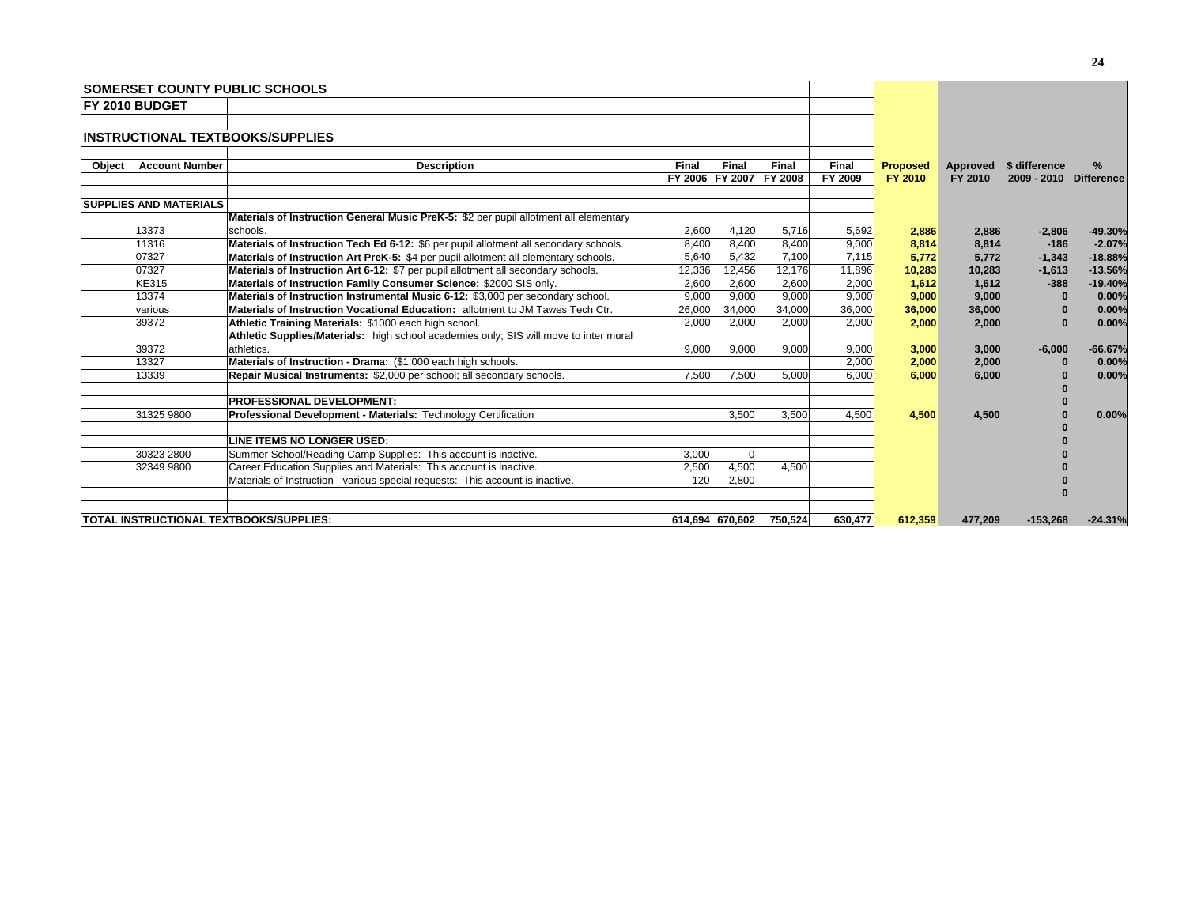## SOMERSET COUNTY PUBLIC SCHOOLS

### FY 2010 BUDGET

### INSTRUCTIONAL TEXTBOOKS/SUPPLIES

| Object | Account Number | Description | Final FY 2006 | Final FY 2007 | Final FY 2008 | Final FY 2009 | Proposed FY 2010 | Approved FY 2010 | $ difference 2009 - 2010 | % Difference |
|---|---|---|---|---|---|---|---|---|---|---|
| **SUPPLIES AND MATERIALS** | | | | | | | | | | |
| | 13373 | **Materials of Instruction General Music PreK-5:** $2 per pupil allotment all elementary schools. | 2,600 | 4,120 | 5,716 | 5,692 | **2,886** | **2,886** | **-2,806** | **-49.30%** |
| | 11316 | **Materials of Instruction Tech Ed 6-12:** $6 per pupil allotment all secondary schools. | 8,400 | 8,400 | 8,400 | 9,000 | **8,814** | **8,814** | **-186** | **-2.07%** |
| | 07327 | **Materials of Instruction Art PreK-5:** $4 per pupil allotment all elementary schools. | 5,640 | 5,432 | 7,100 | 7,115 | **5,772** | **5,772** | **-1,343** | **-18.88%** |
| | 07327 | **Materials of Instruction Art 6-12:** $7 per pupil allotment all secondary schools. | 12,336 | 12,456 | 12,176 | 11,896 | **10,283** | **10,283** | **-1,613** | **-13.56%** |
| | KE315 | **Materials of Instruction Family Consumer Science:** $2000 SIS only. | 2,600 | 2,600 | 2,600 | 2,000 | **1,612** | **1,612** | **-388** | **-19.40%** |
| | 13374 | **Materials of Instruction Instrumental Music 6-12:** $3,000 per secondary school. | 9,000 | 9,000 | 9,000 | 9,000 | **9,000** | **9,000** | **0** | **0.00%** |
| | various | **Materials of Instruction Vocational Education:** allotment to JM Tawes Tech Ctr. | 26,000 | 34,000 | 34,000 | 36,000 | **36,000** | **36,000** | **0** | **0.00%** |
| | 39372 | **Athletic Training Materials:** $1000 each high school. | 2,000 | 2,000 | 2,000 | 2,000 | **2,000** | **2,000** | **0** | **0.00%** |
| | 39372 | **Athletic Supplies/Materials:** high school academies only; SIS will move to inter mural athletics. | 9,000 | 9,000 | 9,000 | 9,000 | **3,000** | **3,000** | **-6,000** | **-66.67%** |
| | 13327 | **Materials of Instruction - Drama:** ($1,000 each high schools. | | | | 2,000 | **2,000** | **2,000** | **0** | **0.00%** |
| | 13339 | **Repair Musical Instruments:** $2,000 per school; all secondary schools. | 7,500 | 7,500 | 5,000 | 6,000 | **6,000** | **6,000** | **0** | **0.00%** |
| | | | | | | | | | **0** | |
| | | **PROFESSIONAL DEVELOPMENT:** | | | | | | | **0** | |
| | 31325 9800 | **Professional Development - Materials:** Technology Certification | | 3,500 | 3,500 | 4,500 | **4,500** | **4,500** | **0** | **0.00%** |
| | | | | | | | | | **0** | |
| | | **LINE ITEMS NO LONGER USED:** | | | | | | | **0** | |
| | 30323 2800 | Summer School/Reading Camp Supplies: This account is inactive. | 3,000 | 0 | | | | | **0** | |
| | 32349 9800 | Career Education Supplies and Materials: This account is inactive. | 2,500 | 4,500 | 4,500 | | | | **0** | |
| | | Materials of Instruction - various special requests: This account is inactive. | 120 | 2,800 | | | | | **0** | |
| | | | | | | | | | **0** | |
| **TOTAL INSTRUCTIONAL TEXTBOOKS/SUPPLIES:** | | | **614,694** | **670,602** | **750,524** | **630,477** | **612,359** | **477,209** | **-153,268** | **-24.31%** |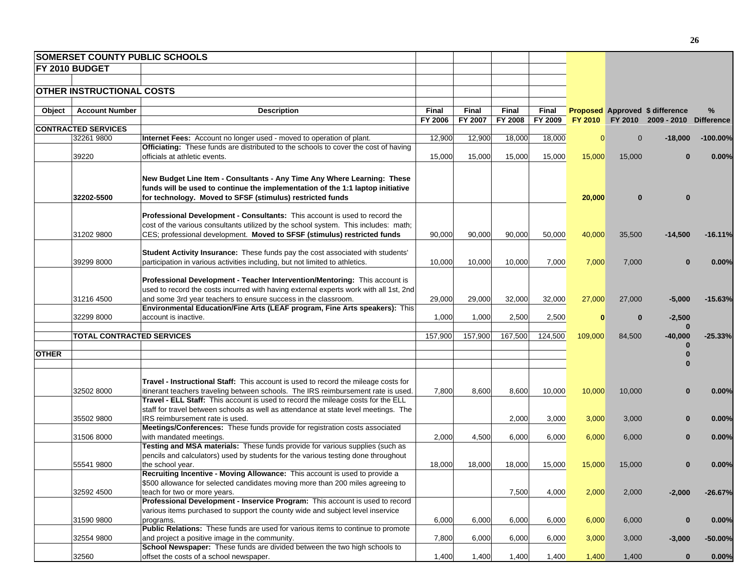**SOMERSET COUNTY PUBLIC SCHOOLS**

**FY 2010 BUDGET**

**OTHER INSTRUCTIONAL COSTS**

| Object | Account Number | Description | Final FY 2006 | Final FY 2007 | Final FY 2008 | Final FY 2009 | Proposed FY 2010 | Approved FY 2010 | $ difference 2009 - 2010 | % Difference |
|---|---|---|---|---|---|---|---|---|---|---|
| **CONTRACTED SERVICES** | | | | | | | | | | |
| | 32261 9800 | **Internet Fees:** Account no longer used - moved to operation of plant. | 12,900 | 12,900 | 18,000 | 18,000 | 0 | 0 | -18,000 | -100.00% |
| | 39220 | **Officiating:** These funds are distributed to the schools to cover the cost of having officials at athletic events. | 15,000 | 15,000 | 15,000 | 15,000 | 15,000 | 15,000 | 0 | 0.00% |
| | 32202-5500 | **New Budget Line Item - Consultants - Any Time Any Where Learning: These funds will be used to continue the implementation of the 1:1 laptop initiative for technology. Moved to SFSF (stimulus) restricted funds** | | | | | 20,000 | 0 | 0 | |
| | 31202 9800 | **Professional Development - Consultants:** This account is used to record the cost of the various consultants utilized by the school system. This includes: math; CES; professional development. **Moved to SFSF (stimulus) restricted funds** | 90,000 | 90,000 | 90,000 | 50,000 | 40,000 | 35,500 | -14,500 | -16.11% |
| | 39299 8000 | **Student Activity Insurance:** These funds pay the cost associated with students' participation in various activities including, but not limited to athletics. | 10,000 | 10,000 | 10,000 | 7,000 | 7,000 | 7,000 | 0 | 0.00% |
| | 31216 4500 | **Professional Development - Teacher Intervention/Mentoring:** This account is used to record the costs incurred with having external experts work with all 1st, 2nd and some 3rd year teachers to ensure success in the classroom. | 29,000 | 29,000 | 32,000 | 32,000 | 27,000 | 27,000 | -5,000 | -15.63% |
| | 32299 8000 | **Environmental Education/Fine Arts (LEAF program, Fine Arts speakers):** This account is inactive. | 1,000 | 1,000 | 2,500 | 2,500 | 0 | 0 | -2,500 | |
| | | | | | | | | | 0 | |
| | **TOTAL CONTRACTED SERVICES** | | 157,900 | 157,900 | 167,500 | 124,500 | 109,000 | 84,500 | -40,000 | -25.33% |
| | | | | | | | | | 0 | |
| **OTHER** | | | | | | | | | 0 | |
| | | | | | | | | | 0 | |
| | 32502 8000 | **Travel - Instructional Staff:** This account is used to record the mileage costs for itinerant teachers traveling between schools. The IRS reimbursement rate is used. | 7,800 | 8,600 | 8,600 | 10,000 | 10,000 | 10,000 | 0 | 0.00% |
| | 35502 9800 | **Travel - ELL Staff:** This account is used to record the mileage costs for the ELL staff for travel between schools as well as attendance at state level meetings. The IRS reimbursement rate is used. | | | 2,000 | 3,000 | 3,000 | 3,000 | 0 | 0.00% |
| | 31506 8000 | **Meetings/Conferences:** These funds provide for registration costs associated with mandated meetings. | 2,000 | 4,500 | 6,000 | 6,000 | 6,000 | 6,000 | 0 | 0.00% |
| | 55541 9800 | **Testing and MSA materials:** These funds provide for various supplies (such as pencils and calculators) used by students for the various testing done throughout the school year. | 18,000 | 18,000 | 18,000 | 15,000 | 15,000 | 15,000 | 0 | 0.00% |
| | 32592 4500 | **Recruiting Incentive - Moving Allowance:** This account is used to provide a $500 allowance for selected candidates moving more than 200 miles agreeing to teach for two or more years. | | | 7,500 | 4,000 | 2,000 | 2,000 | -2,000 | -26.67% |
| | 31590 9800 | **Professional Development - Inservice Program:** This account is used to record various items purchased to support the county wide and subject level inservice programs. | 6,000 | 6,000 | 6,000 | 6,000 | 6,000 | 6,000 | 0 | 0.00% |
| | 32554 9800 | **Public Relations:** These funds are used for various items to continue to promote and project a positive image in the community. | 7,800 | 6,000 | 6,000 | 6,000 | 3,000 | 3,000 | -3,000 | -50.00% |
| | 32560 | **School Newspaper:** These funds are divided between the two high schools to offset the costs of a school newspaper. | 1,400 | 1,400 | 1,400 | 1,400 | 1,400 | 1,400 | 0 | 0.00% |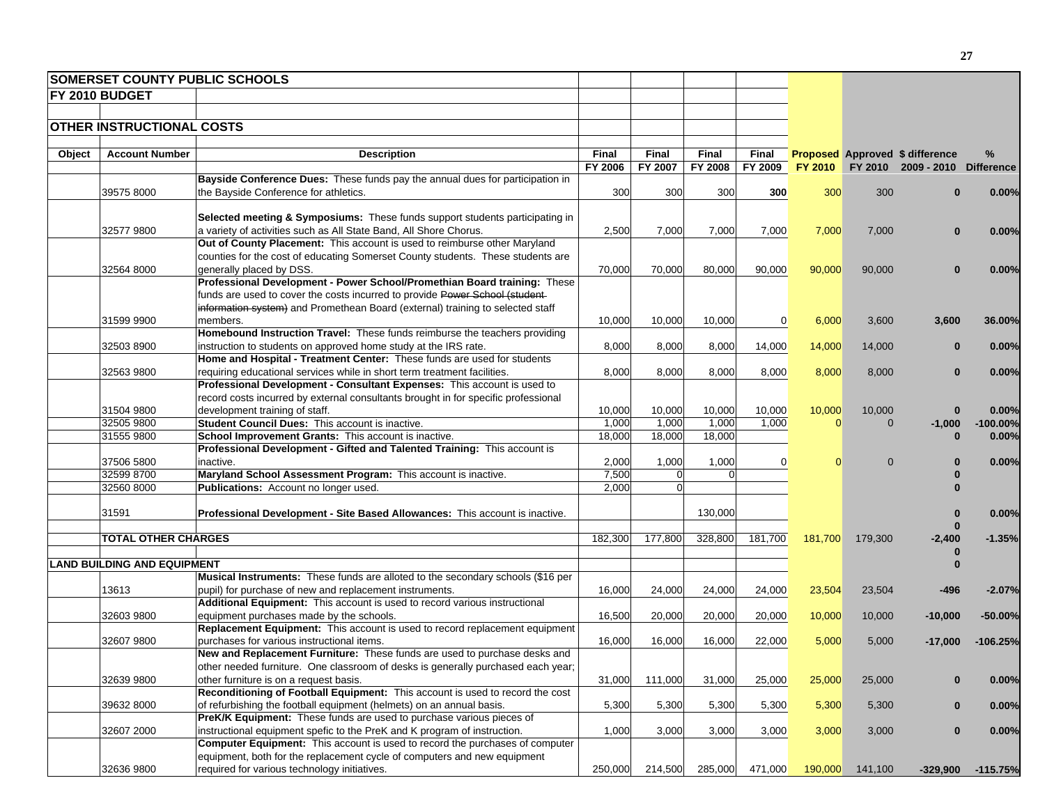## SOMERSET COUNTY PUBLIC SCHOOLS

## FY 2010 BUDGET

### OTHER INSTRUCTIONAL COSTS

| Object | Account Number | Description | Final FY 2006 | Final FY 2007 | Final FY 2008 | Final FY 2009 | Proposed FY 2010 | Approved FY 2010 | $ difference 2009 - 2010 | % Difference |
|---|---|---|---|---|---|---|---|---|---|---|
| | 39575 8000 | **Bayside Conference Dues:** These funds pay the annual dues for participation in the Bayside Conference for athletics. | 300 | 300 | 300 | **300** | 300 | 300 | **0** | **0.00%** |
| | 32577 9800 | **Selected meeting & Symposiums:** These funds support students participating in a variety of activities such as All State Band, All Shore Chorus. | 2,500 | 7,000 | 7,000 | 7,000 | 7,000 | 7,000 | **0** | **0.00%** |
| | 32564 8000 | **Out of County Placement:** This account is used to reimburse other Maryland counties for the cost of educating Somerset County students. These students are generally placed by DSS. | 70,000 | 70,000 | 80,000 | 90,000 | 90,000 | 90,000 | **0** | **0.00%** |
| | 31599 9900 | **Professional Development - Power School/Promethian Board training:** These funds are used to cover the costs incurred to provide ~~Power School (student information system)~~ and Promethean Board (external) training to selected staff members. | 10,000 | 10,000 | 10,000 | 0 | 6,000 | 3,600 | **3,600** | **36.00%** |
| | 32503 8900 | **Homebound Instruction Travel:** These funds reimburse the teachers providing instruction to students on approved home study at the IRS rate. | 8,000 | 8,000 | 8,000 | 14,000 | 14,000 | 14,000 | **0** | **0.00%** |
| | 32563 9800 | **Home and Hospital - Treatment Center:** These funds are used for students requiring educational services while in short term treatment facilities. | 8,000 | 8,000 | 8,000 | 8,000 | 8,000 | 8,000 | **0** | **0.00%** |
| | 31504 9800 | **Professional Development - Consultant Expenses:** This account is used to record costs incurred by external consultants brought in for specific professional development training of staff. | 10,000 | 10,000 | 10,000 | 10,000 | 10,000 | 10,000 | **0** | **0.00%** |
| | 32505 9800 | **Student Council Dues:** This account is inactive. | 1,000 | 1,000 | 1,000 | 1,000 | 0 | 0 | **-1,000** | **-100.00%** |
| | 31555 9800 | **School Improvement Grants:** This account is inactive. | 18,000 | 18,000 | 18,000 | | | | **0** | **0.00%** |
| | 37506 5800 | **Professional Development - Gifted and Talented Training:** This account is inactive. | 2,000 | 1,000 | 1,000 | 0 | 0 | 0 | **0** | **0.00%** |
| | 32599 8700 | **Maryland School Assessment Program:** This account is inactive. | 7,500 | 0 | 0 | | | | **0** | |
| | 32560 8000 | **Publications:** Account no longer used. | 2,000 | 0 | | | | | **0** | |
| | 31591 | **Professional Development - Site Based Allowances:** This account is inactive. | | | 130,000 | | | | **0** | **0.00%** |
| | | | | | | | | | **0** | |
| | **TOTAL OTHER CHARGES** | | 182,300 | 177,800 | 328,800 | 181,700 | 181,700 | 179,300 | **-2,400** | **-1.35%** |
| | | | | | | | | | **0** | |
| **LAND BUILDING AND EQUIPMENT** | | | | | | | | | **0** | |
| | 13613 | **Musical Instruments:** These funds are alloted to the secondary schools ($16 per pupil) for purchase of new and replacement instruments. | 16,000 | 24,000 | 24,000 | 24,000 | 23,504 | 23,504 | **-496** | **-2.07%** |
| | 32603 9800 | **Additional Equipment:** This account is used to record various instructional equipment purchases made by the schools. | 16,500 | 20,000 | 20,000 | 20,000 | 10,000 | 10,000 | **-10,000** | **-50.00%** |
| | 32607 9800 | **Replacement Equipment:** This account is used to record replacement equipment purchases for various instructional items. | 16,000 | 16,000 | 16,000 | 22,000 | 5,000 | 5,000 | **-17,000** | **-106.25%** |
| | 32639 9800 | **New and Replacement Furniture:** These funds are used to purchase desks and other needed furniture. One classroom of desks is generally purchased each year; other furniture is on a request basis. | 31,000 | 111,000 | 31,000 | 25,000 | 25,000 | 25,000 | **0** | **0.00%** |
| | 39632 8000 | **Reconditioning of Football Equipment:** This account is used to record the cost of refurbishing the football equipment (helmets) on an annual basis. | 5,300 | 5,300 | 5,300 | 5,300 | 5,300 | 5,300 | **0** | **0.00%** |
| | 32607 2000 | **PreK/K Equipment:** These funds are used to purchase various pieces of instructional equipment spefic to the PreK and K program of instruction. | 1,000 | 3,000 | 3,000 | 3,000 | 3,000 | 3,000 | **0** | **0.00%** |
| | 32636 9800 | **Computer Equipment:** This account is used to record the purchases of computer equipment, both for the replacement cycle of computers and new equipment required for various technology initiatives. | 250,000 | 214,500 | 285,000 | 471,000 | 190,000 | 141,100 | **-329,900** | **-115.75%** |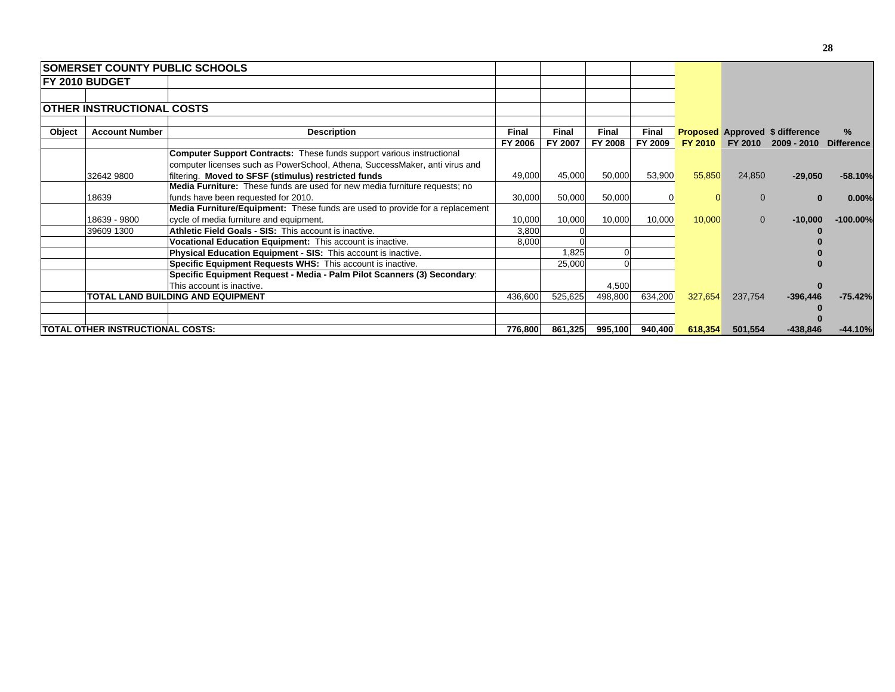| SOMERSET COUNTY PUBLIC SCHOOLS | | | | | | | | | | |
|---|---|---|---|---|---|---|---|---|---|---|
| **FY 2010 BUDGET** | | | | | | | | | | |
| | | | | | | | | | | |
| **OTHER INSTRUCTIONAL COSTS** | | | | | | | | | | |
| | | | | | | | | | | |
| **Object** | **Account Number** | **Description** | **Final FY 2006** | **Final FY 2007** | **Final FY 2008** | **Final FY 2009** | **Proposed FY 2010** | **Approved FY 2010** | **$ difference 2009 - 2010** | **% Difference** |
| | 32642 9800 | **Computer Support Contracts:** These funds support various instructional computer licenses such as PowerSchool, Athena, SuccessMaker, anti virus and filtering. **Moved to SFSF (stimulus) restricted funds** | 49,000 | 45,000 | 50,000 | 53,900 | 55,850 | 24,850 | **-29,050** | **-58.10%** |
| | 18639 | **Media Furniture:** These funds are used for new media furniture requests; no funds have been requested for 2010. | 30,000 | 50,000 | 50,000 | 0 | 0 | 0 | **0** | **0.00%** |
| | 18639 - 9800 | **Media Furniture/Equipment:** These funds are used to provide for a replacement cycle of media furniture and equipment. | 10,000 | 10,000 | 10,000 | 10,000 | 10,000 | 0 | **-10,000** | **-100.00%** |
| | 39609 1300 | **Athletic Field Goals - SIS:** This account is inactive. | 3,800 | 0 | | | | | **0** | |
| | | **Vocational Education Equipment:** This account is inactive. | 8,000 | 0 | | | | | **0** | |
| | | **Physical Education Equipment - SIS:** This account is inactive. | | 1,825 | 0 | | | | **0** | |
| | | **Specific Equipment Requests WHS:** This account is inactive. | | 25,000 | 0 | | | | **0** | |
| | | **Specific Equipment Request - Media - Palm Pilot Scanners (3) Secondary**: This account is inactive. | | | 4,500 | | | | **0** | |
| | **TOTAL LAND BUILDING AND EQUIPMENT** | | 436,600 | 525,625 | 498,800 | 634,200 | 327,654 | 237,754 | **-396,446** | **-75.42%** |
| | | | | | | | | | **0** | |
| | | | | | | | | | **0** | |
| **TOTAL OTHER INSTRUCTIONAL COSTS:** | | | **776,800** | **861,325** | **995,100** | **940,400** | **618,354** | **501,554** | **-438,846** | **-44.10%** |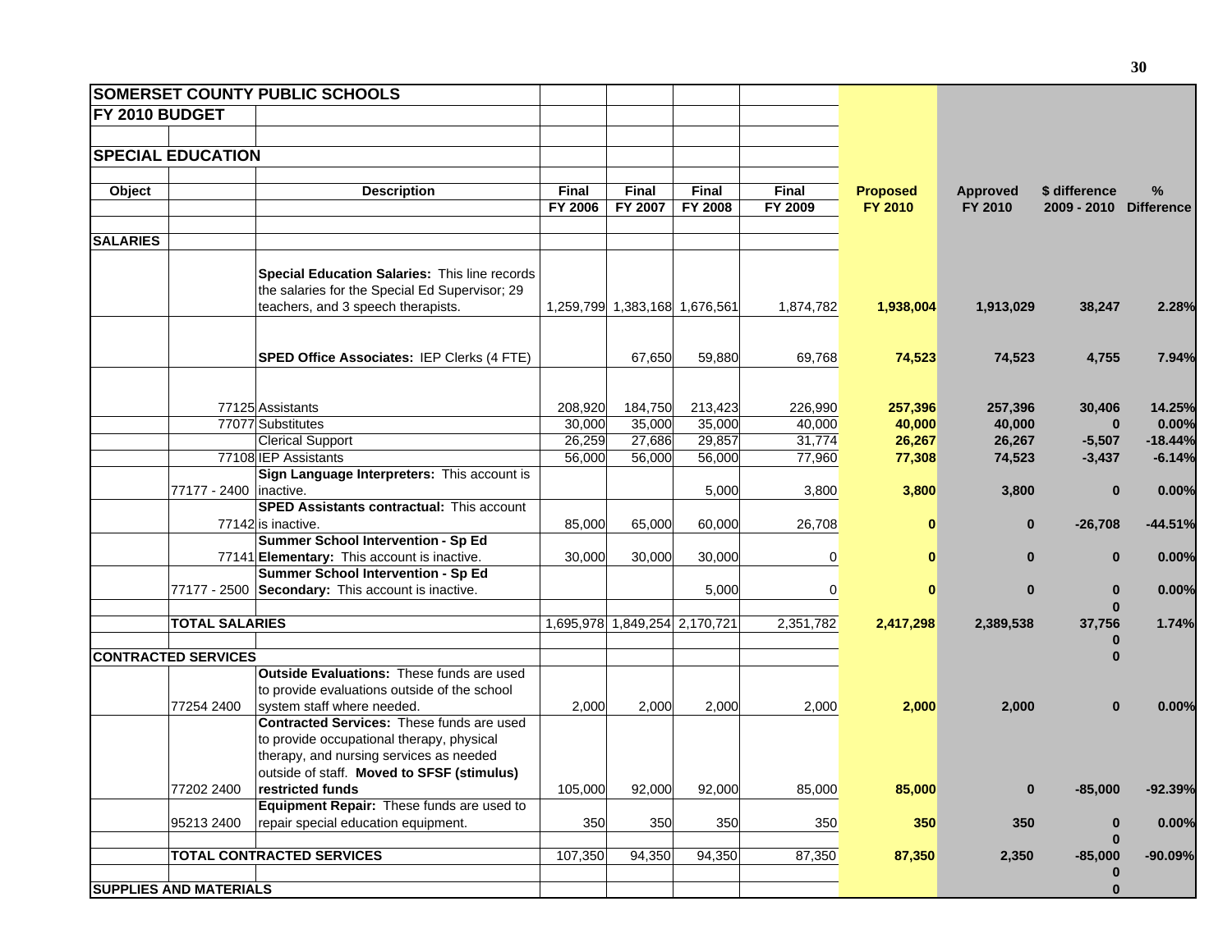| **SOMERSET COUNTY PUBLIC SCHOOLS** | | | | | | | | | | |
|---|---|---|---|---|---|---|---|---|---|---|
| **FY 2010 BUDGET** | | | | | | | | | | |
| **SPECIAL EDUCATION** | | | | | | | | | | |
| **Object** | | **Description** | **Final FY 2006** | **Final FY 2007** | **Final FY 2008** | **Final FY 2009** | **Proposed FY 2010** | **Approved FY 2010** | **$ difference 2009 - 2010** | **% Difference** |
| **SALARIES** | | | | | | | | | | |
| | | **Special Education Salaries:** This line records the salaries for the Special Ed Supervisor; 29 teachers, and 3 speech therapists. | 1,259,799 | 1,383,168 | 1,676,561 | 1,874,782 | **1,938,004** | **1,913,029** | **38,247** | **2.28%** |
| | | **SPED Office Associates:** IEP Clerks (4 FTE) | | 67,650 | 59,880 | 69,768 | **74,523** | **74,523** | **4,755** | **7.94%** |
| | 77125 | Assistants | 208,920 | 184,750 | 213,423 | 226,990 | **257,396** | **257,396** | **30,406** | **14.25%** |
| | 77077 | Substitutes | 30,000 | 35,000 | 35,000 | 40,000 | **40,000** | **40,000** | **0** | **0.00%** |
| | | Clerical Support | 26,259 | 27,686 | 29,857 | 31,774 | **26,267** | **26,267** | **-5,507** | **-18.44%** |
| | 77108 | IEP Assistants | 56,000 | 56,000 | 56,000 | 77,960 | **77,308** | **74,523** | **-3,437** | **-6.14%** |
| | 77177 - 2400 | **Sign Language Interpreters:** This account is inactive. | | | 5,000 | 3,800 | **3,800** | **3,800** | **0** | **0.00%** |
| | 77142 | **SPED Assistants contractual:** This account is inactive. | 85,000 | 65,000 | 60,000 | 26,708 | **0** | **0** | **-26,708** | **-44.51%** |
| | 77141 | **Summer School Intervention - Sp Ed Elementary:** This account is inactive. | 30,000 | 30,000 | 30,000 | 0 | **0** | **0** | **0** | **0.00%** |
| | 77177 - 2500 | **Summer School Intervention - Sp Ed Secondary:** This account is inactive. | | | 5,000 | 0 | **0** | **0** | **0** | **0.00%** |
| | | | | | | | | | **0** | |
| | **TOTAL SALARIES** | | 1,695,978 | 1,849,254 | 2,170,721 | 2,351,782 | **2,417,298** | **2,389,538** | **37,756** | **1.74%** |
| | | | | | | | | | **0** | |
| **CONTRACTED SERVICES** | | | | | | | | | **0** | |
| | 77254 2400 | **Outside Evaluations:** These funds are used to provide evaluations outside of the school system staff where needed. | 2,000 | 2,000 | 2,000 | 2,000 | **2,000** | **2,000** | **0** | **0.00%** |
| | 77202 2400 | **Contracted Services:** These funds are used to provide occupational therapy, physical therapy, and nursing services as needed outside of staff. **Moved to SFSF (stimulus) restricted funds** | 105,000 | 92,000 | 92,000 | 85,000 | **85,000** | **0** | **-85,000** | **-92.39%** |
| | 95213 2400 | **Equipment Repair:** These funds are used to repair special education equipment. | 350 | 350 | 350 | 350 | **350** | **350** | **0** | **0.00%** |
| | | | | | | | | | **0** | |
| | **TOTAL CONTRACTED SERVICES** | | 107,350 | 94,350 | 94,350 | 87,350 | **87,350** | **2,350** | **-85,000** | **-90.09%** |
| | | | | | | | | | **0** | |
| **SUPPLIES AND MATERIALS** | | | | | | | | | **0** | |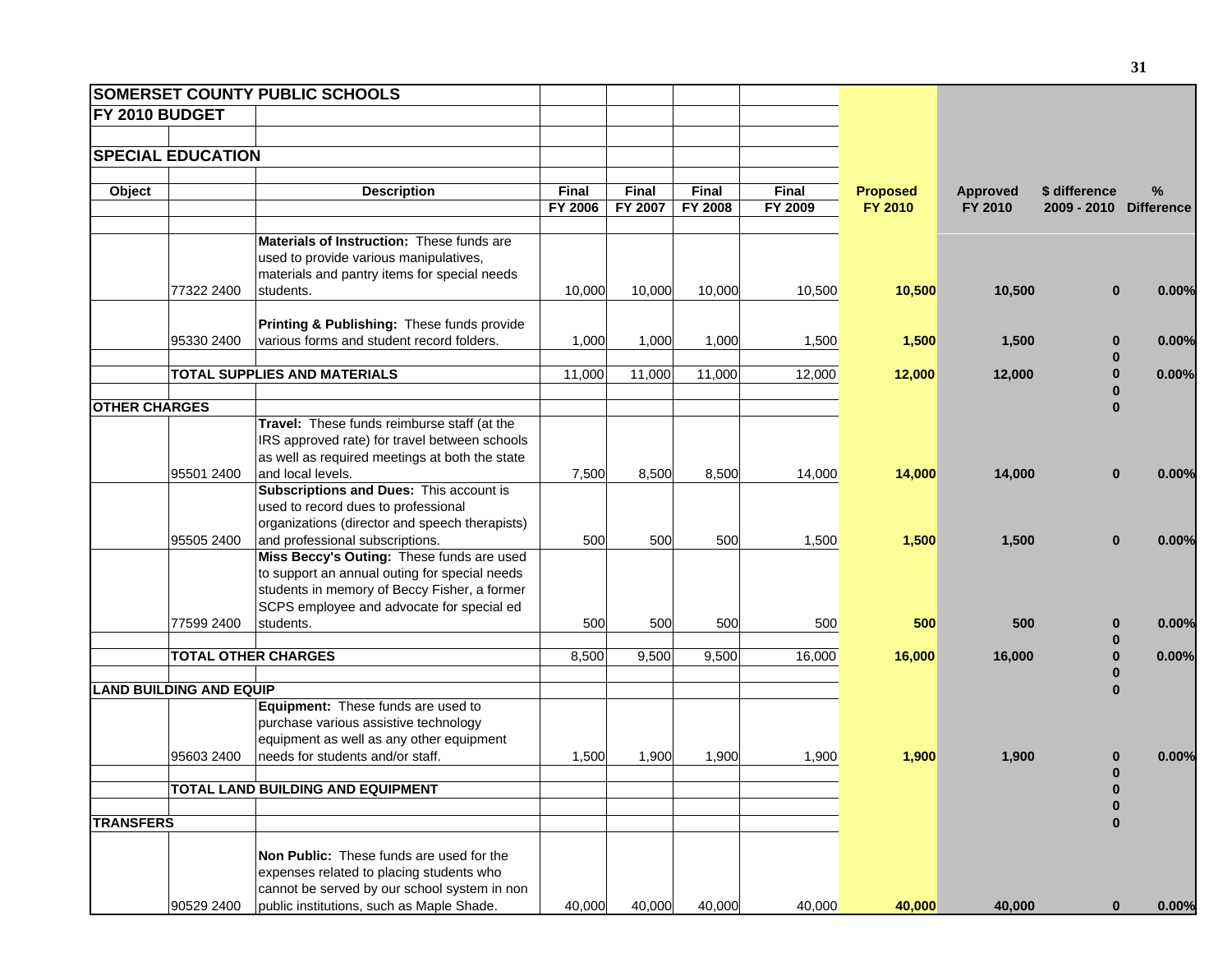| SOMERSET COUNTY PUBLIC SCHOOLS | | | | | | | | | | | |
|---|---|---|---|---|---|---|---|---|---|---|---|
| FY 2010 BUDGET | | | | | | | | | | | |
| | | | | | | | | | | | |
| SPECIAL EDUCATION | | | | | | | | | | | |
| | | | | | | | | | | | |
| Object | | Description | Final FY 2006 | Final FY 2007 | Final FY 2008 | Final FY 2009 | Proposed FY 2010 | Approved FY 2010 | $ difference 2009 - 2010 | % Difference |
| | 77322 2400 | **Materials of Instruction:** These funds are used to provide various manipulatives, materials and pantry items for special needs students. | 10,000 | 10,000 | 10,000 | 10,500 | 10,500 | 10,500 | 0 | 0.00% |
| | 95330 2400 | **Printing & Publishing:** These funds provide various forms and student record folders. | 1,000 | 1,000 | 1,000 | 1,500 | 1,500 | 1,500 | 0 | 0.00% |
| | | | | | | | | | 0 | |
| | TOTAL SUPPLIES AND MATERIALS | | 11,000 | 11,000 | 11,000 | 12,000 | 12,000 | 12,000 | 0 | 0.00% |
| | | | | | | | | | 0 | |
| OTHER CHARGES | | | | | | | | | 0 | |
| | 95501 2400 | **Travel:** These funds reimburse staff (at the IRS approved rate) for travel between schools as well as required meetings at both the state and local levels. | 7,500 | 8,500 | 8,500 | 14,000 | 14,000 | 14,000 | 0 | 0.00% |
| | 95505 2400 | **Subscriptions and Dues:** This account is used to record dues to professional organizations (director and speech therapists) and professional subscriptions. | 500 | 500 | 500 | 1,500 | 1,500 | 1,500 | 0 | 0.00% |
| | 77599 2400 | **Miss Beccy's Outing:** These funds are used to support an annual outing for special needs students in memory of Beccy Fisher, a former SCPS employee and advocate for special ed students. | 500 | 500 | 500 | 500 | 500 | 500 | 0 | 0.00% |
| | | | | | | | | | 0 | |
| | TOTAL OTHER CHARGES | | 8,500 | 9,500 | 9,500 | 16,000 | 16,000 | 16,000 | 0 | 0.00% |
| | | | | | | | | | 0 | |
| LAND BUILDING AND EQUIP | | | | | | | | | 0 | |
| | 95603 2400 | **Equipment:** These funds are used to purchase various assistive technology equipment as well as any other equipment needs for students and/or staff. | 1,500 | 1,900 | 1,900 | 1,900 | 1,900 | 1,900 | 0 | 0.00% |
| | | | | | | | | | 0 | |
| | TOTAL LAND BUILDING AND EQUIPMENT | | | | | | | | 0 | |
| | | | | | | | | | 0 | |
| TRANSFERS | | | | | | | | | 0 | |
| | 90529 2400 | **Non Public:** These funds are used for the expenses related to placing students who cannot be served by our school system in non public institutions, such as Maple Shade. | 40,000 | 40,000 | 40,000 | 40,000 | 40,000 | 40,000 | 0 | 0.00% |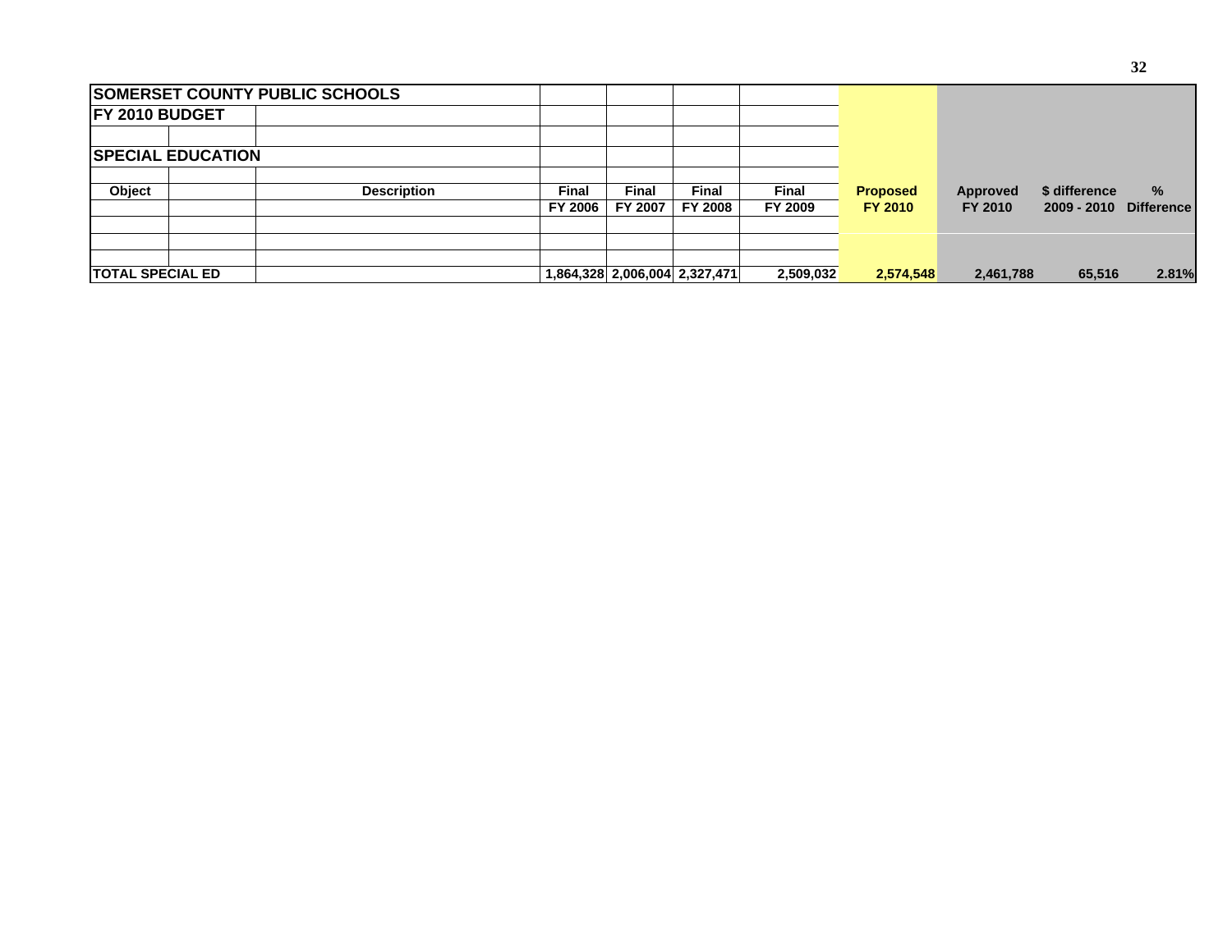| SOMERSET COUNTY PUBLIC SCHOOLS | | | | | | | | | | |
|---|---|---|---|---|---|---|---|---|---|---|
| FY 2010 BUDGET | | | | | | | | | | |
| | | | | | | | | | | |
| SPECIAL EDUCATION | | | | | | | | | | |
| | | | | | | | | | | |
| Object | | Description | Final | Final | Final | Final | Proposed | Approved | $ difference | % |
| | | | FY 2006 | FY 2007 | FY 2008 | FY 2009 | FY 2010 | FY 2010 | 2009 - 2010 | Difference |
| | | | | | | | | | | |
| | | | | | | | | | | |
| | | | | | | | | | | |
| TOTAL SPECIAL ED | | | 1,864,328 | 2,006,004 | 2,327,471 | 2,509,032 | 2,574,548 | 2,461,788 | 65,516 | 2.81% |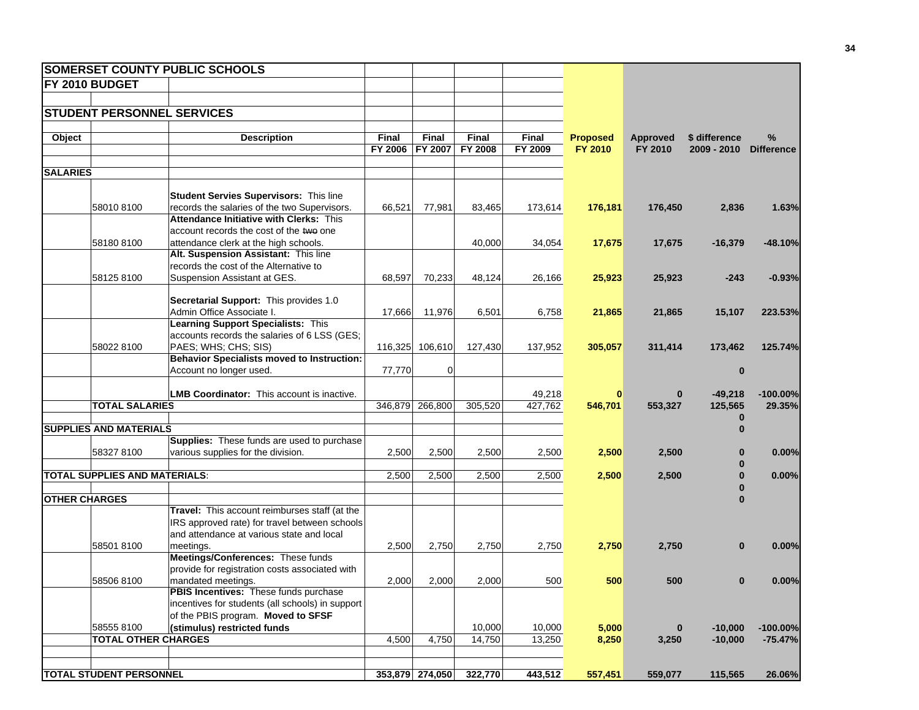**SOMERSET COUNTY PUBLIC SCHOOLS**

**FY 2010 BUDGET**

**STUDENT PERSONNEL SERVICES**

| Object | | Description | Final FY 2006 | Final FY 2007 | Final FY 2008 | Final FY 2009 | Proposed FY 2010 | Approved FY 2010 | $ difference 2009 - 2010 | % Difference |
|---|---|---|---|---|---|---|---|---|---|---|
| **SALARIES** | | | | | | | | | | |
| | 58010 8100 | **Student Servies Supervisors:** This line records the salaries of the two Supervisors. | 66,521 | 77,981 | 83,465 | 173,614 | **176,181** | **176,450** | **2,836** | **1.63%** |
| | 58180 8100 | **Attendance Initiative with Clerks:** This account records the cost of the ~~two~~ one attendance clerk at the high schools. | | | 40,000 | 34,054 | **17,675** | **17,675** | **-16,379** | **-48.10%** |
| | 58125 8100 | **Alt. Suspension Assistant:** This line records the cost of the Alternative to Suspension Assistant at GES. | 68,597 | 70,233 | 48,124 | 26,166 | **25,923** | **25,923** | **-243** | **-0.93%** |
| | | **Secretarial Support:** This provides 1.0 Admin Office Associate I. | 17,666 | 11,976 | 6,501 | 6,758 | **21,865** | **21,865** | **15,107** | **223.53%** |
| | 58022 8100 | **Learning Support Specialists:** This accounts records the salaries of 6 LSS (GES; PAES; WHS; CHS; SIS) | 116,325 | 106,610 | 127,430 | 137,952 | **305,057** | **311,414** | **173,462** | **125.74%** |
| | | **Behavior Specialists moved to Instruction:** Account no longer used. | 77,770 | 0 | | | | | **0** | |
| | | **LMB Coordinator:** This account is inactive. | | | | 49,218 | **0** | **0** | **-49,218** | **-100.00%** |
| | **TOTAL SALARIES** | | 346,879 | 266,800 | 305,520 | 427,762 | **546,701** | **553,327** | **125,565** | **29.35%** |
| | | | | | | | | | **0** | |
| **SUPPLIES AND MATERIALS** | | | | | | | | | **0** | |
| | 58327 8100 | **Supplies:** These funds are used to purchase various supplies for the division. | 2,500 | 2,500 | 2,500 | 2,500 | **2,500** | **2,500** | **0** | **0.00%** |
| | | | | | | | | | **0** | |
| **TOTAL SUPPLIES AND MATERIALS:** | | | 2,500 | 2,500 | 2,500 | 2,500 | **2,500** | **2,500** | **0** | **0.00%** |
| | | | | | | | | | **0** | |
| **OTHER CHARGES** | | | | | | | | | **0** | |
| | 58501 8100 | **Travel:** This account reimburses staff (at the IRS approved rate) for travel between schools and attendance at various state and local meetings. | 2,500 | 2,750 | 2,750 | 2,750 | **2,750** | **2,750** | **0** | **0.00%** |
| | 58506 8100 | **Meetings/Conferences:** These funds provide for registration costs associated with mandated meetings. | 2,000 | 2,000 | 2,000 | 500 | **500** | **500** | **0** | **0.00%** |
| | 58555 8100 | **PBIS Incentives:** These funds purchase incentives for students (all schools) in support of the PBIS program. **Moved to SFSF (stimulus) restricted funds** | | | 10,000 | 10,000 | **5,000** | **0** | **-10,000** | **-100.00%** |
| | **TOTAL OTHER CHARGES** | | 4,500 | 4,750 | 14,750 | 13,250 | **8,250** | **3,250** | **-10,000** | **-75.47%** |
| **TOTAL STUDENT PERSONNEL** | | | 353,879 | 274,050 | 322,770 | 443,512 | **557,451** | **559,077** | **115,565** | **26.06%** |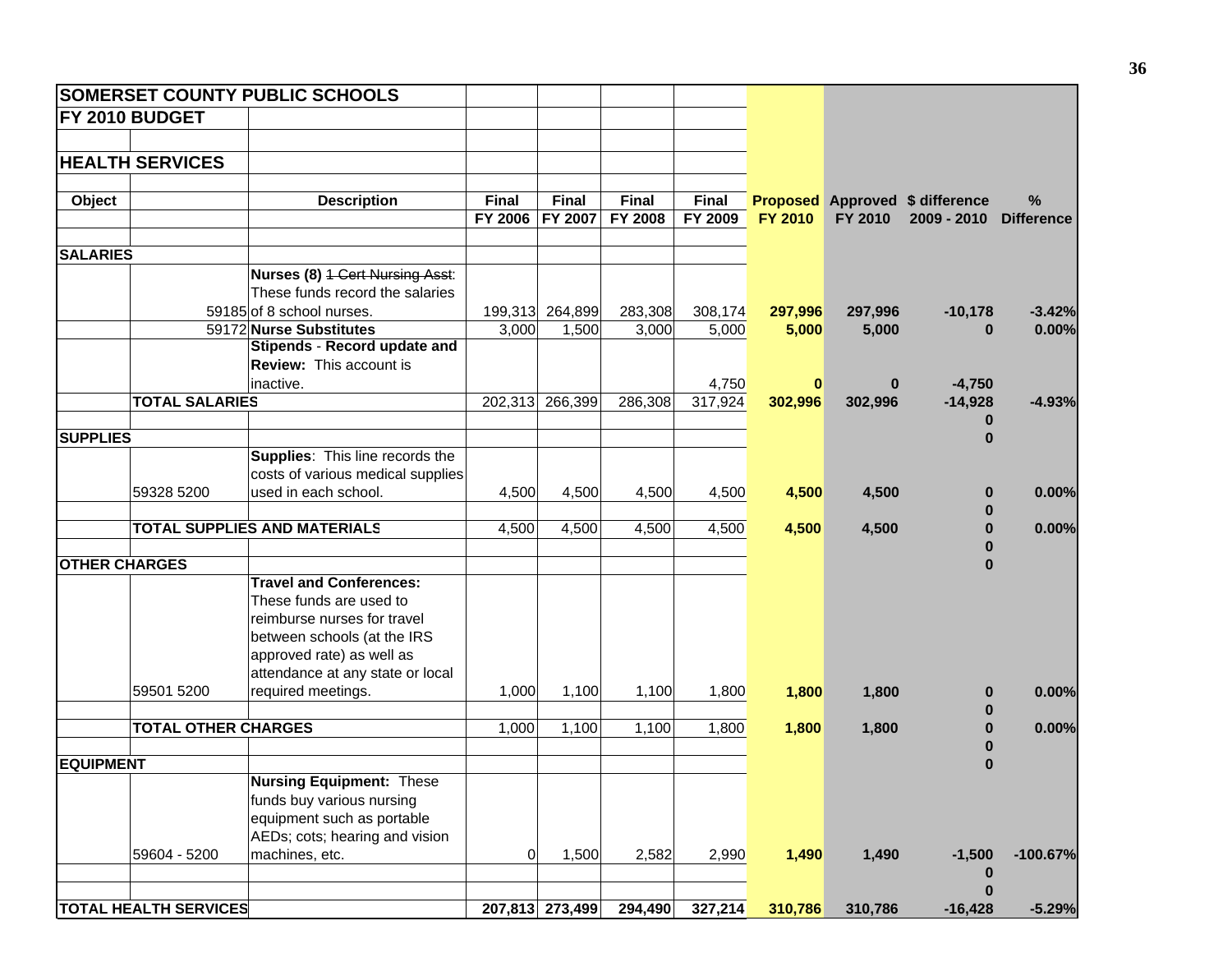| SOMERSET COUNTY PUBLIC SCHOOLS | | | | | | | | | | |
|---|---|---|---|---|---|---|---|---|---|---|
| FY 2010 BUDGET | | | | | | | | | | |
| HEALTH SERVICES | | | | | | | | | | |
| Object | | Description | Final FY 2006 | Final FY 2007 | Final FY 2008 | Final FY 2009 | Proposed FY 2010 | Approved FY 2010 | $ difference 2009 - 2010 | % Difference |
| **SALARIES** | | | | | | | | | | |
| | 59185 | **Nurses (8)** ~~1 Cert Nursing Asst~~: These funds record the salaries of 8 school nurses. | 199,313 | 264,899 | 283,308 | 308,174 | **297,996** | **297,996** | **-10,178** | **-3.42%** |
| | 59172 | **Nurse Substitutes** | 3,000 | 1,500 | 3,000 | 5,000 | **5,000** | **5,000** | **0** | **0.00%** |
| | | **Stipends** - **Record update and Review:** This account is inactive. | | | | 4,750 | **0** | **0** | **-4,750** | |
| | **TOTAL SALARIES** | | 202,313 | 266,399 | 286,308 | 317,924 | **302,996** | **302,996** | **-14,928** | **-4.93%** |
| | | | | | | | | | **0** | |
| **SUPPLIES** | | | | | | | | | **0** | |
| | 59328 5200 | **Supplies**: This line records the costs of various medical supplies used in each school. | 4,500 | 4,500 | 4,500 | 4,500 | **4,500** | **4,500** | **0** | **0.00%** |
| | | | | | | | | | **0** | |
| | **TOTAL SUPPLIES AND MATERIALS** | | 4,500 | 4,500 | 4,500 | 4,500 | **4,500** | **4,500** | **0** | **0.00%** |
| | | | | | | | | | **0** | |
| **OTHER CHARGES** | | | | | | | | | **0** | |
| | 59501 5200 | **Travel and Conferences:** These funds are used to reimburse nurses for travel between schools (at the IRS approved rate) as well as attendance at any state or local required meetings. | 1,000 | 1,100 | 1,100 | 1,800 | **1,800** | **1,800** | **0** | **0.00%** |
| | | | | | | | | | **0** | |
| | **TOTAL OTHER CHARGES** | | 1,000 | 1,100 | 1,100 | 1,800 | **1,800** | **1,800** | **0** | **0.00%** |
| | | | | | | | | | **0** | |
| **EQUIPMENT** | | | | | | | | | **0** | |
| | 59604 - 5200 | **Nursing Equipment:** These funds buy various nursing equipment such as portable AEDs; cots; hearing and vision machines, etc. | 0 | 1,500 | 2,582 | 2,990 | **1,490** | **1,490** | **-1,500** | **-100.67%** |
| | | | | | | | | | **0** | |
| | | | | | | | | | **0** | |
| **TOTAL HEALTH SERVICES** | | | **207,813** | **273,499** | **294,490** | **327,214** | **310,786** | **310,786** | **-16,428** | **-5.29%** |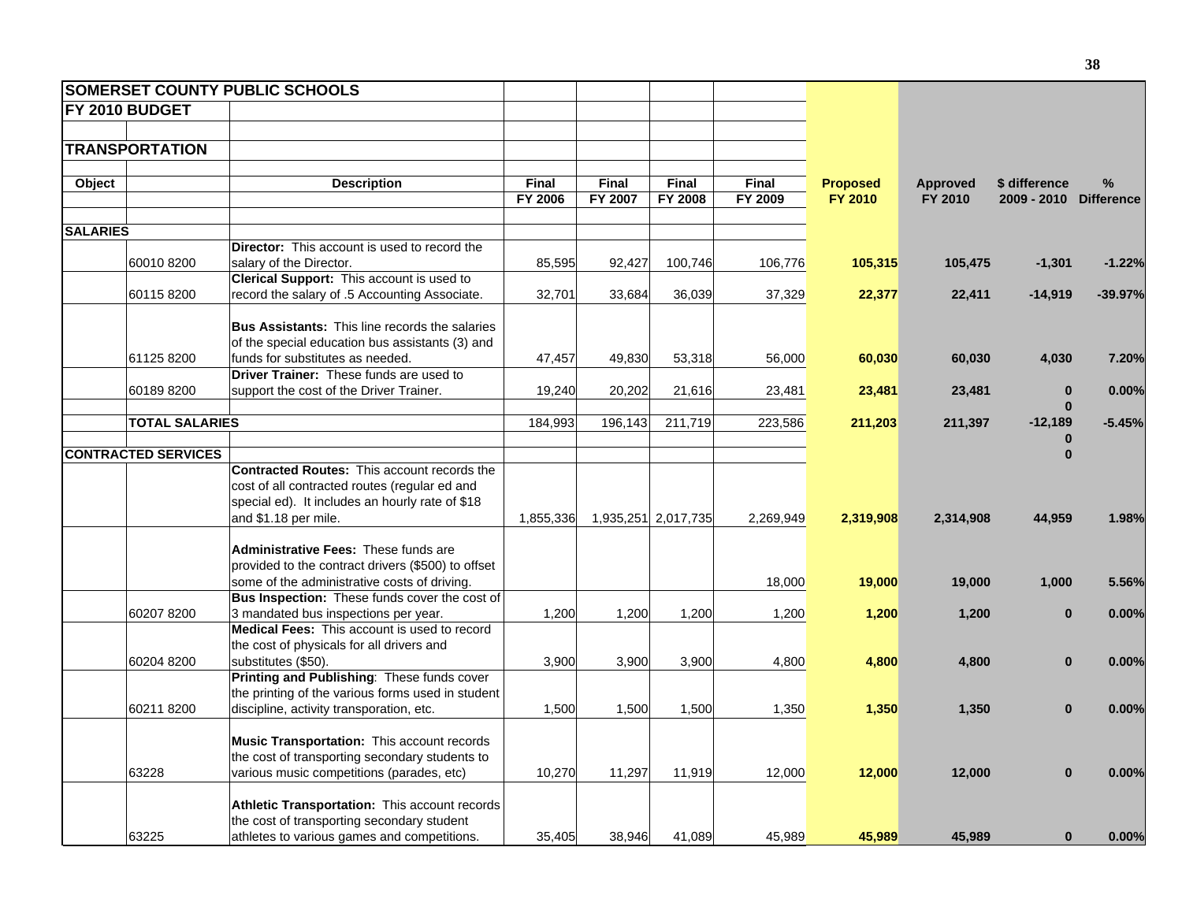| SOMERSET COUNTY PUBLIC SCHOOLS | | | | | | | | | | |
|---|---|---|---|---|---|---|---|---|---|---|
| **FY 2010 BUDGET** | | | | | | | | | | |
| **TRANSPORTATION** | | | | | | | | | | |
| **Object** | | **Description** | **Final FY 2006** | **Final FY 2007** | **Final FY 2008** | **Final FY 2009** | **Proposed FY 2010** | **Approved FY 2010** | **$ difference 2009 - 2010** | **% Difference** |
| **SALARIES** | | | | | | | | | | |
| | 60010 8200 | **Director:** This account is used to record the salary of the Director. | 85,595 | 92,427 | 100,746 | 106,776 | **105,315** | **105,475** | **-1,301** | **-1.22%** |
| | 60115 8200 | **Clerical Support:** This account is used to record the salary of .5 Accounting Associate. | 32,701 | 33,684 | 36,039 | 37,329 | **22,377** | **22,411** | **-14,919** | **-39.97%** |
| | 61125 8200 | **Bus Assistants:** This line records the salaries of the special education bus assistants (3) and funds for substitutes as needed. | 47,457 | 49,830 | 53,318 | 56,000 | **60,030** | **60,030** | **4,030** | **7.20%** |
| | 60189 8200 | **Driver Trainer:** These funds are used to support the cost of the Driver Trainer. | 19,240 | 20,202 | 21,616 | 23,481 | **23,481** | **23,481** | **0** | **0.00%** |
| | | | | | | | | | **0** | |
| | **TOTAL SALARIES** | | 184,993 | 196,143 | 211,719 | 223,586 | **211,203** | **211,397** | **-12,189** | **-5.45%** |
| | | | | | | | | | **0** | |
| **CONTRACTED SERVICES** | | | | | | | | | **0** | |
| | | **Contracted Routes:** This account records the cost of all contracted routes (regular ed and special ed). It includes an hourly rate of $18 and $1.18 per mile. | 1,855,336 | 1,935,251 | 2,017,735 | 2,269,949 | **2,319,908** | **2,314,908** | **44,959** | **1.98%** |
| | | **Administrative Fees:** These funds are provided to the contract drivers ($500) to offset some of the administrative costs of driving. | | | | 18,000 | **19,000** | **19,000** | **1,000** | **5.56%** |
| | 60207 8200 | **Bus Inspection:** These funds cover the cost of 3 mandated bus inspections per year. | 1,200 | 1,200 | 1,200 | 1,200 | **1,200** | **1,200** | **0** | **0.00%** |
| | 60204 8200 | **Medical Fees:** This account is used to record the cost of physicals for all drivers and substitutes ($50). | 3,900 | 3,900 | 3,900 | 4,800 | **4,800** | **4,800** | **0** | **0.00%** |
| | 60211 8200 | **Printing and Publishing**: These funds cover the printing of the various forms used in student discipline, activity transporation, etc. | 1,500 | 1,500 | 1,500 | 1,350 | **1,350** | **1,350** | **0** | **0.00%** |
| | 63228 | **Music Transportation:** This account records the cost of transporting secondary students to various music competitions (parades, etc) | 10,270 | 11,297 | 11,919 | 12,000 | **12,000** | **12,000** | **0** | **0.00%** |
| | 63225 | **Athletic Transportation:** This account records the cost of transporting secondary student athletes to various games and competitions. | 35,405 | 38,946 | 41,089 | 45,989 | **45,989** | **45,989** | **0** | **0.00%** |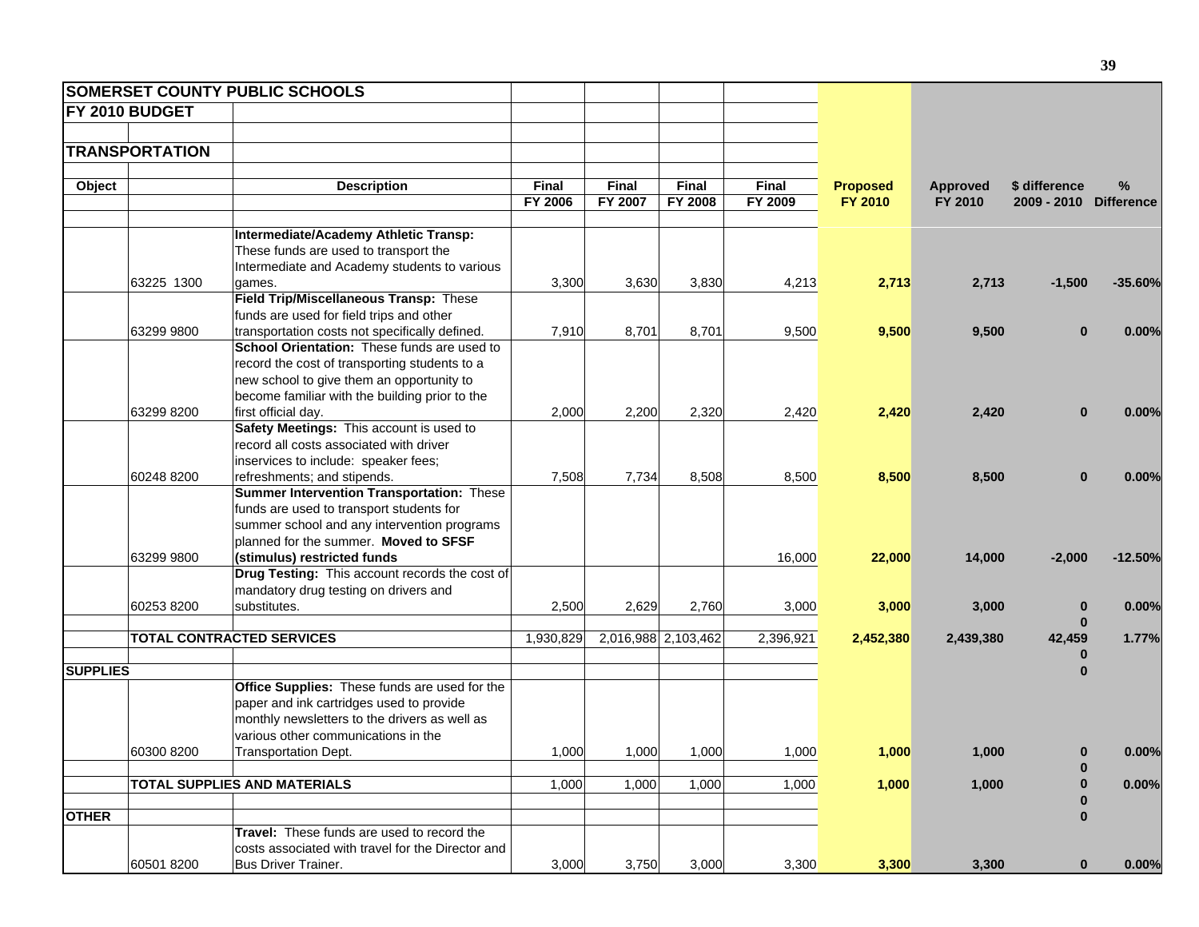| SOMERSET COUNTY PUBLIC SCHOOLS | | | | | | | | | | |
|---|---|---|---|---|---|---|---|---|---|---|
| FY 2010 BUDGET | | | | | | | | | | |
| TRANSPORTATION | | | | | | | | | | |
| Object | | Description | Final FY 2006 | Final FY 2007 | Final FY 2008 | Final FY 2009 | Proposed FY 2010 | Approved FY 2010 | $ difference 2009 - 2010 | % Difference |
| | 63225 1300 | **Intermediate/Academy Athletic Transp:** These funds are used to transport the Intermediate and Academy students to various games. | 3,300 | 3,630 | 3,830 | 4,213 | **2,713** | **2,713** | **-1,500** | **-35.60%** |
| | 63299 9800 | **Field Trip/Miscellaneous Transp:** These funds are used for field trips and other transportation costs not specifically defined. | 7,910 | 8,701 | 8,701 | 9,500 | **9,500** | **9,500** | **0** | **0.00%** |
| | 63299 8200 | **School Orientation:** These funds are used to record the cost of transporting students to a new school to give them an opportunity to become familiar with the building prior to the first official day. | 2,000 | 2,200 | 2,320 | 2,420 | **2,420** | **2,420** | **0** | **0.00%** |
| | 60248 8200 | **Safety Meetings:** This account is used to record all costs associated with driver inservices to include: speaker fees; refreshments; and stipends. | 7,508 | 7,734 | 8,508 | 8,500 | **8,500** | **8,500** | **0** | **0.00%** |
| | 63299 9800 | **Summer Intervention Transportation:** These funds are used to transport students for summer school and any intervention programs planned for the summer. **Moved to SFSF (stimulus) restricted funds** | | | | 16,000 | **22,000** | **14,000** | **-2,000** | **-12.50%** |
| | 60253 8200 | **Drug Testing:** This account records the cost of mandatory drug testing on drivers and substitutes. | 2,500 | 2,629 | 2,760 | 3,000 | **3,000** | **3,000** | **0** | **0.00%** |
| | | | | | | | | | **0** | |
| | **TOTAL CONTRACTED SERVICES** | | 1,930,829 | 2,016,988 | 2,103,462 | 2,396,921 | **2,452,380** | **2,439,380** | **42,459** | **1.77%** |
| | | | | | | | | | **0** | |
| **SUPPLIES** | | | | | | | | | **0** | |
| | 60300 8200 | **Office Supplies:** These funds are used for the paper and ink cartridges used to provide monthly newsletters to the drivers as well as various other communications in the Transportation Dept. | 1,000 | 1,000 | 1,000 | 1,000 | **1,000** | **1,000** | **0** | **0.00%** |
| | | | | | | | | | **0** | |
| | **TOTAL SUPPLIES AND MATERIALS** | | 1,000 | 1,000 | 1,000 | 1,000 | **1,000** | **1,000** | **0** | **0.00%** |
| | | | | | | | | | **0** | |
| **OTHER** | | | | | | | | | **0** | |
| | 60501 8200 | **Travel:** These funds are used to record the costs associated with travel for the Director and Bus Driver Trainer. | 3,000 | 3,750 | 3,000 | 3,300 | **3,300** | **3,300** | **0** | **0.00%** |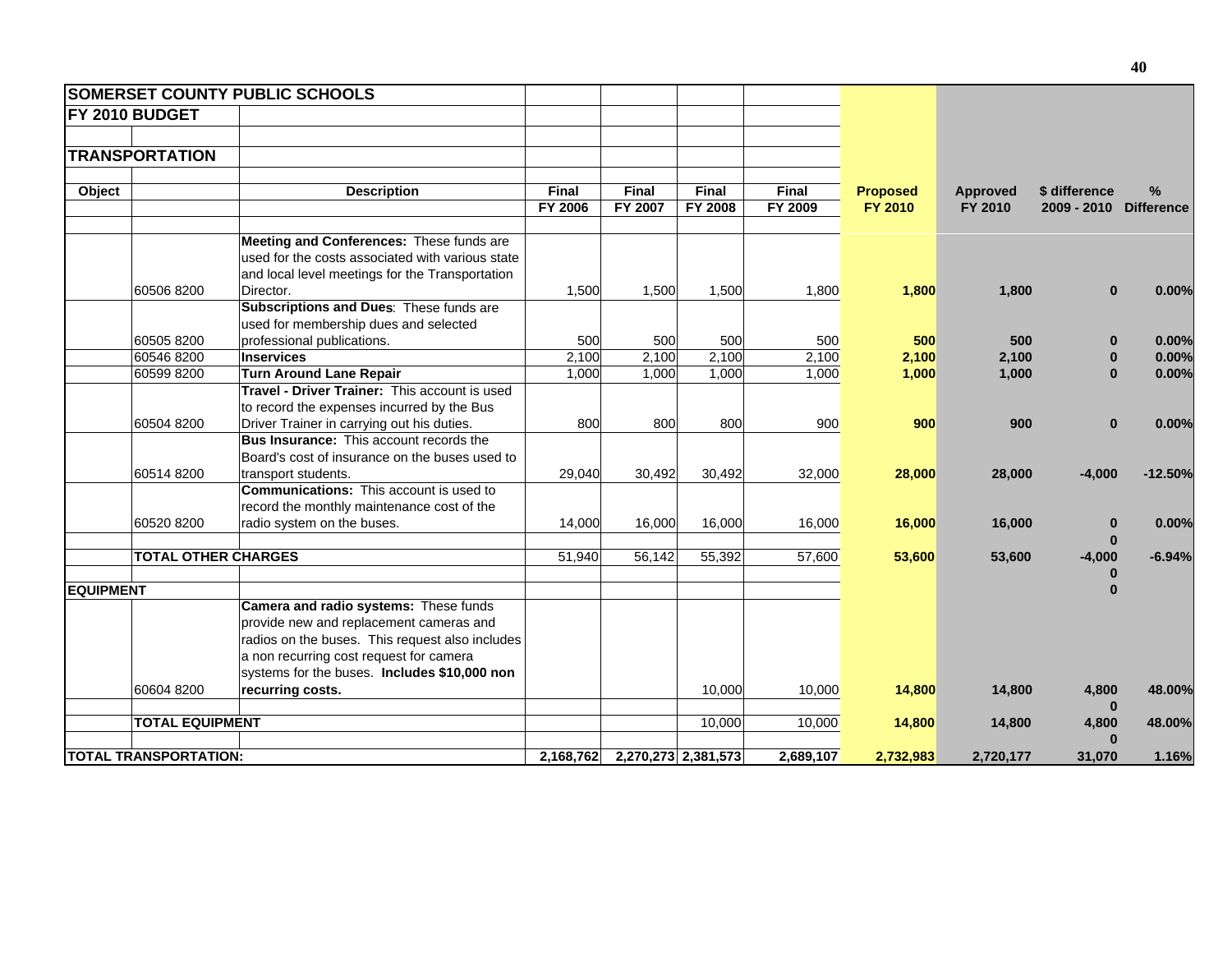| SOMERSET COUNTY PUBLIC SCHOOLS | | | | | | | | | | |
|---|---|---|---|---|---|---|---|---|---|---|
| **FY 2010 BUDGET** | | | | | | | | | | |
| **TRANSPORTATION** | | | | | | | | | | |
| **Object** | | **Description** | **Final FY 2006** | **Final FY 2007** | **Final FY 2008** | **Final FY 2009** | **Proposed FY 2010** | **Approved FY 2010** | **$ difference 2009 - 2010** | **% Difference** |
| | 60506 8200 | **Meeting and Conferences:** These funds are used for the costs associated with various state and local level meetings for the Transportation Director. | 1,500 | 1,500 | 1,500 | 1,800 | **1,800** | **1,800** | **0** | **0.00%** |
| | 60505 8200 | **Subscriptions and Dues**: These funds are used for membership dues and selected professional publications. | 500 | 500 | 500 | 500 | **500** | **500** | **0** | **0.00%** |
| | 60546 8200 | **Inservices** | 2,100 | 2,100 | 2,100 | 2,100 | **2,100** | **2,100** | **0** | **0.00%** |
| | 60599 8200 | **Turn Around Lane Repair** | 1,000 | 1,000 | 1,000 | 1,000 | **1,000** | **1,000** | **0** | **0.00%** |
| | 60504 8200 | **Travel - Driver Trainer:** This account is used to record the expenses incurred by the Bus Driver Trainer in carrying out his duties. | 800 | 800 | 800 | 900 | **900** | **900** | **0** | **0.00%** |
| | 60514 8200 | **Bus Insurance:** This account records the Board's cost of insurance on the buses used to transport students. | 29,040 | 30,492 | 30,492 | 32,000 | **28,000** | **28,000** | **-4,000** | **-12.50%** |
| | 60520 8200 | **Communications:** This account is used to record the monthly maintenance cost of the radio system on the buses. | 14,000 | 16,000 | 16,000 | 16,000 | **16,000** | **16,000** | **0** | **0.00%** |
| | | | | | | | | | **0** | |
| | **TOTAL OTHER CHARGES** | | 51,940 | 56,142 | 55,392 | 57,600 | **53,600** | **53,600** | **-4,000** | **-6.94%** |
| | | | | | | | | | **0** | |
| **EQUIPMENT** | | | | | | | | | **0** | |
| | 60604 8200 | **Camera and radio systems:** These funds provide new and replacement cameras and radios on the buses. This request also includes a non recurring cost request for camera systems for the buses. **Includes $10,000 non recurring costs.** | | | 10,000 | 10,000 | **14,800** | **14,800** | **4,800** | **48.00%** |
| | | | | | | | | | **0** | |
| | **TOTAL EQUIPMENT** | | | | 10,000 | 10,000 | **14,800** | **14,800** | **4,800** | **48.00%** |
| | | | | | | | | | **0** | |
| **TOTAL TRANSPORTATION:** | | | **2,168,762** | **2,270,273** | **2,381,573** | **2,689,107** | **2,732,983** | **2,720,177** | **31,070** | **1.16%** |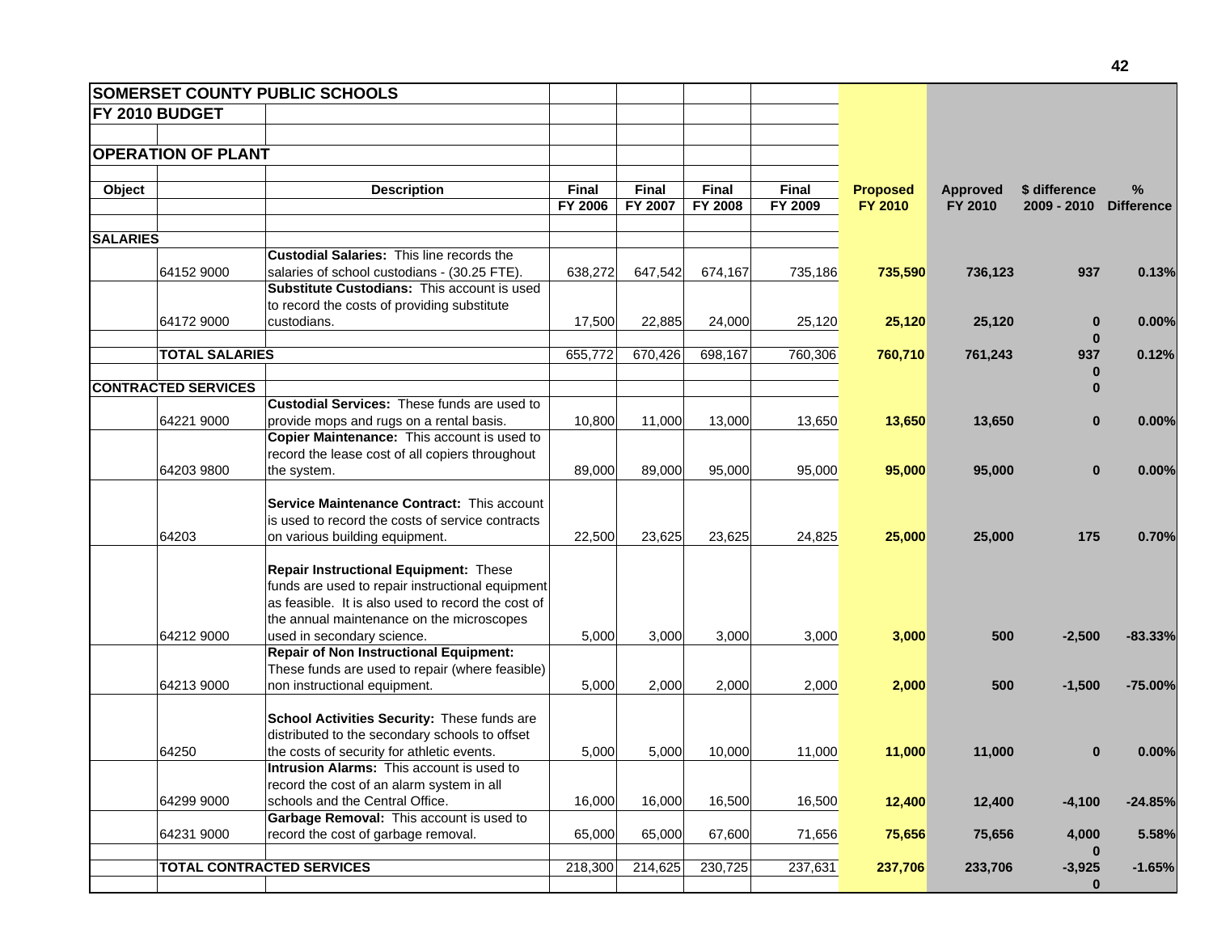# SOMERSET COUNTY PUBLIC SCHOOLS

## FY 2010 BUDGET

## OPERATION OF PLANT

| Object | | Description | Final FY 2006 | Final FY 2007 | Final FY 2008 | Final FY 2009 | Proposed FY 2010 | Approved FY 2010 | $ difference 2009 - 2010 | % Difference |
|---|---|---|---|---|---|---|---|---|---|---|
| **SALARIES** | | | | | | | | | | |
| | 64152 9000 | **Custodial Salaries:** This line records the salaries of school custodians - (30.25 FTE). | 638,272 | 647,542 | 674,167 | 735,186 | **735,590** | **736,123** | **937** | **0.13%** |
| | 64172 9000 | **Substitute Custodians:** This account is used to record the costs of providing substitute custodians. | 17,500 | 22,885 | 24,000 | 25,120 | **25,120** | **25,120** | **0** | **0.00%** |
| | | | | | | | | | **0** | |
| | **TOTAL SALARIES** | | 655,772 | 670,426 | 698,167 | 760,306 | **760,710** | **761,243** | **937** | **0.12%** |
| | | | | | | | | | **0** | |
| **CONTRACTED SERVICES** | | | | | | | | | **0** | |
| | 64221 9000 | **Custodial Services:** These funds are used to provide mops and rugs on a rental basis. | 10,800 | 11,000 | 13,000 | 13,650 | **13,650** | **13,650** | **0** | **0.00%** |
| | 64203 9800 | **Copier Maintenance:** This account is used to record the lease cost of all copiers throughout the system. | 89,000 | 89,000 | 95,000 | 95,000 | **95,000** | **95,000** | **0** | **0.00%** |
| | 64203 | **Service Maintenance Contract:** This account is used to record the costs of service contracts on various building equipment. | 22,500 | 23,625 | 23,625 | 24,825 | **25,000** | **25,000** | **175** | **0.70%** |
| | 64212 9000 | **Repair Instructional Equipment:** These funds are used to repair instructional equipment as feasible. It is also used to record the cost of the annual maintenance on the microscopes used in secondary science. | 5,000 | 3,000 | 3,000 | 3,000 | **3,000** | **500** | **-2,500** | **-83.33%** |
| | 64213 9000 | **Repair of Non Instructional Equipment:** These funds are used to repair (where feasible) non instructional equipment. | 5,000 | 2,000 | 2,000 | 2,000 | **2,000** | **500** | **-1,500** | **-75.00%** |
| | 64250 | **School Activities Security:** These funds are distributed to the secondary schools to offset the costs of security for athletic events. | 5,000 | 5,000 | 10,000 | 11,000 | **11,000** | **11,000** | **0** | **0.00%** |
| | 64299 9000 | **Intrusion Alarms:** This account is used to record the cost of an alarm system in all schools and the Central Office. | 16,000 | 16,000 | 16,500 | 16,500 | **12,400** | **12,400** | **-4,100** | **-24.85%** |
| | 64231 9000 | **Garbage Removal:** This account is used to record the cost of garbage removal. | 65,000 | 65,000 | 67,600 | 71,656 | **75,656** | **75,656** | **4,000** | **5.58%** |
| | | | | | | | | | **0** | |
| | **TOTAL CONTRACTED SERVICES** | | 218,300 | 214,625 | 230,725 | 237,631 | **237,706** | **233,706** | **-3,925** | **-1.65%** |
| | | | | | | | | | **0** | |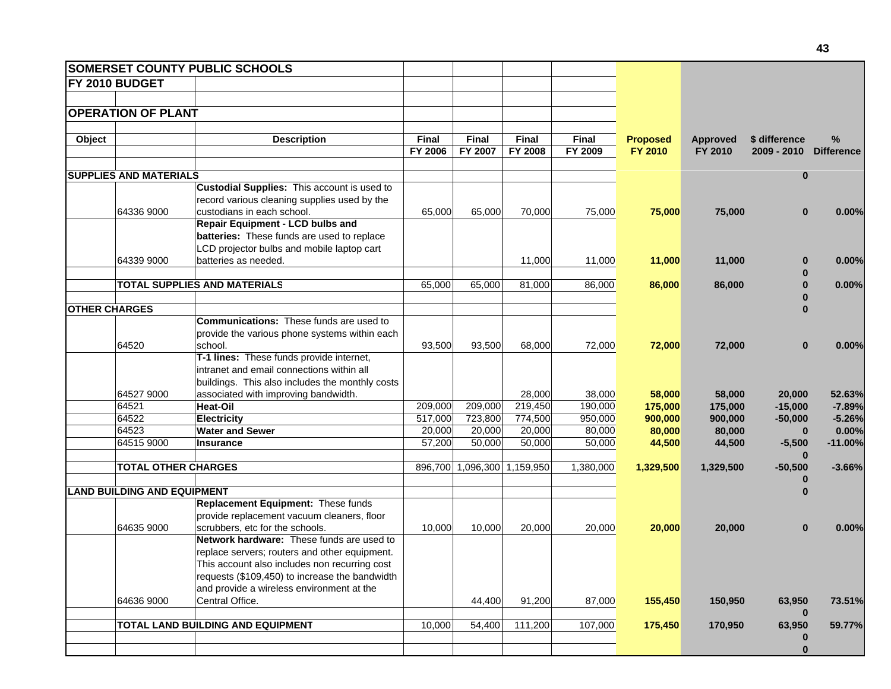| SOMERSET COUNTY PUBLIC SCHOOLS | | | | | | | | | | |
|---|---|---|---|---|---|---|---|---|---|---|
| FY 2010 BUDGET | | | | | | | | | | |
| OPERATION OF PLANT | | | | | | | | | | |
| Object | | Description | Final FY 2006 | Final FY 2007 | Final FY 2008 | Final FY 2009 | Proposed FY 2010 | Approved FY 2010 | $ difference 2009 - 2010 | % Difference |
| SUPPLIES AND MATERIALS | | | | | | | | | 0 | |
| | 64336 9000 | **Custodial Supplies:** This account is used to record various cleaning supplies used by the custodians in each school. | 65,000 | 65,000 | 70,000 | 75,000 | 75,000 | 75,000 | 0 | 0.00% |
| | 64339 9000 | **Repair Equipment - LCD bulbs and batteries:** These funds are used to replace LCD projector bulbs and mobile laptop cart batteries as needed. | | | 11,000 | 11,000 | 11,000 | 11,000 | 0 | 0.00% |
| | | | | | | | | | 0 | |
| | TOTAL SUPPLIES AND MATERIALS | | 65,000 | 65,000 | 81,000 | 86,000 | 86,000 | 86,000 | 0 | 0.00% |
| | | | | | | | | | 0 | |
| OTHER CHARGES | | | | | | | | | 0 | |
| | 64520 | **Communications:** These funds are used to provide the various phone systems within each school. | 93,500 | 93,500 | 68,000 | 72,000 | 72,000 | 72,000 | 0 | 0.00% |
| | 64527 9000 | **T-1 lines:** These funds provide internet, intranet and email connections within all buildings. This also includes the monthly costs associated with improving bandwidth. | | | 28,000 | 38,000 | 58,000 | 58,000 | 20,000 | 52.63% |
| | 64521 | **Heat-Oil** | 209,000 | 209,000 | 219,450 | 190,000 | 175,000 | 175,000 | -15,000 | -7.89% |
| | 64522 | **Electricity** | 517,000 | 723,800 | 774,500 | 950,000 | 900,000 | 900,000 | -50,000 | -5.26% |
| | 64523 | **Water and Sewer** | 20,000 | 20,000 | 20,000 | 80,000 | 80,000 | 80,000 | 0 | 0.00% |
| | 64515 9000 | **Insurance** | 57,200 | 50,000 | 50,000 | 50,000 | 44,500 | 44,500 | -5,500 | -11.00% |
| | | | | | | | | | 0 | |
| | TOTAL OTHER CHARGES | | 896,700 | 1,096,300 | 1,159,950 | 1,380,000 | 1,329,500 | 1,329,500 | -50,500 | -3.66% |
| | | | | | | | | | 0 | |
| LAND BUILDING AND EQUIPMENT | | | | | | | | | 0 | |
| | 64635 9000 | **Replacement Equipment:** These funds provide replacement vacuum cleaners, floor scrubbers, etc for the schools. | 10,000 | 10,000 | 20,000 | 20,000 | 20,000 | 20,000 | 0 | 0.00% |
| | 64636 9000 | **Network hardware:** These funds are used to replace servers; routers and other equipment. This account also includes non recurring cost requests ($109,450) to increase the bandwidth and provide a wireless environment at the Central Office. | | 44,400 | 91,200 | 87,000 | 155,450 | 150,950 | 63,950 | 73.51% |
| | | | | | | | | | 0 | |
| | TOTAL LAND BUILDING AND EQUIPMENT | | 10,000 | 54,400 | 111,200 | 107,000 | 175,450 | 170,950 | 63,950 | 59.77% |
| | | | | | | | | | 0 | |
| | | | | | | | | | 0 | |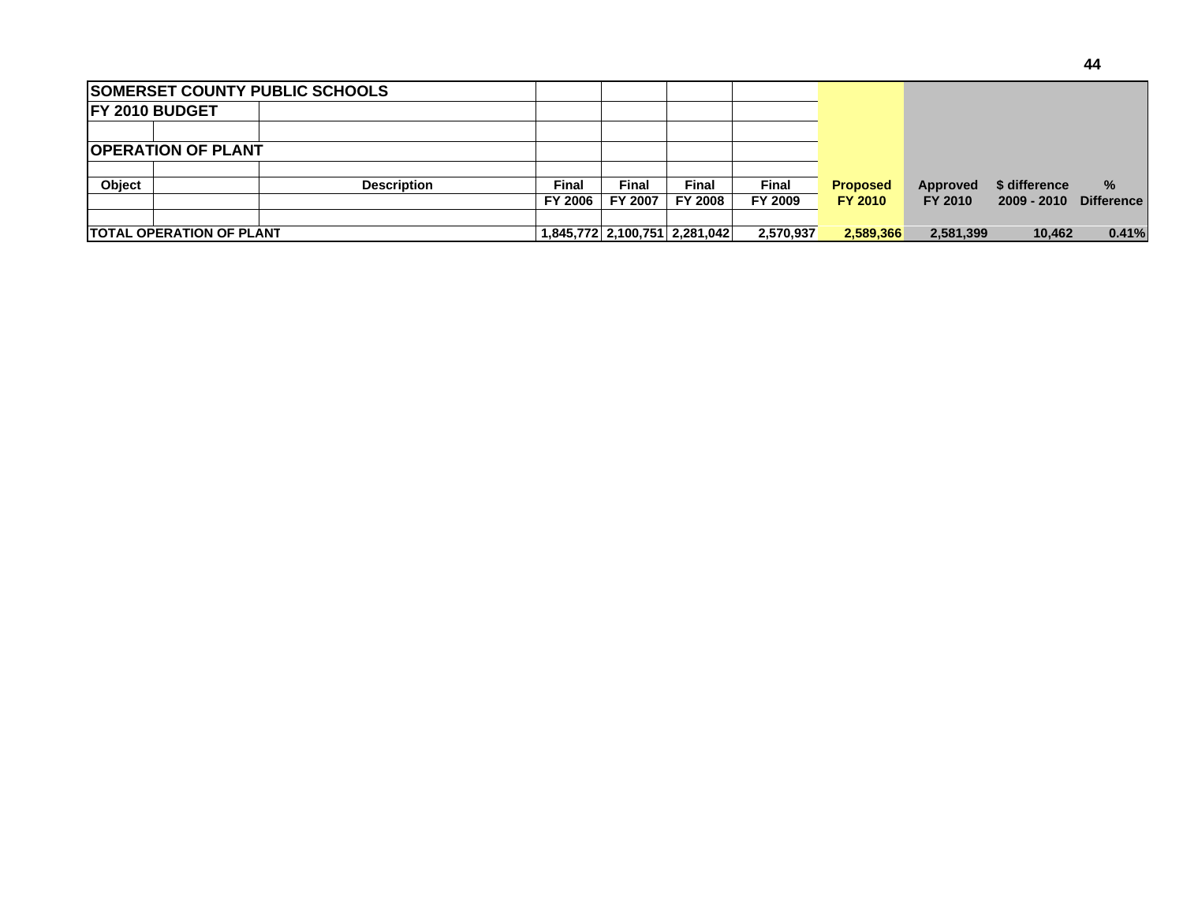| SOMERSET COUNTY PUBLIC SCHOOLS | | | | | | | | | | | |
|---|---|---|---|---|---|---|---|---|---|---|---|
| FY 2010 BUDGET | | | | | | | | | | | |
| | | | | | | | | | | | |
| OPERATION OF PLANT | | | | | | | | | | | |
| | | | | | | | | | | | |
| Object | | Description | Final<br>FY 2006 | Final<br>FY 2007 | Final<br>FY 2008 | Final<br>FY 2009 | Proposed<br>FY 2010 | Approved<br>FY 2010 | $ difference<br>2009 - 2010 | %<br>Difference |
| | | | | | | | | | | |
| TOTAL OPERATION OF PLANT | | | 1,845,772 | 2,100,751 | 2,281,042 | 2,570,937 | 2,589,366 | 2,581,399 | 10,462 | 0.41% |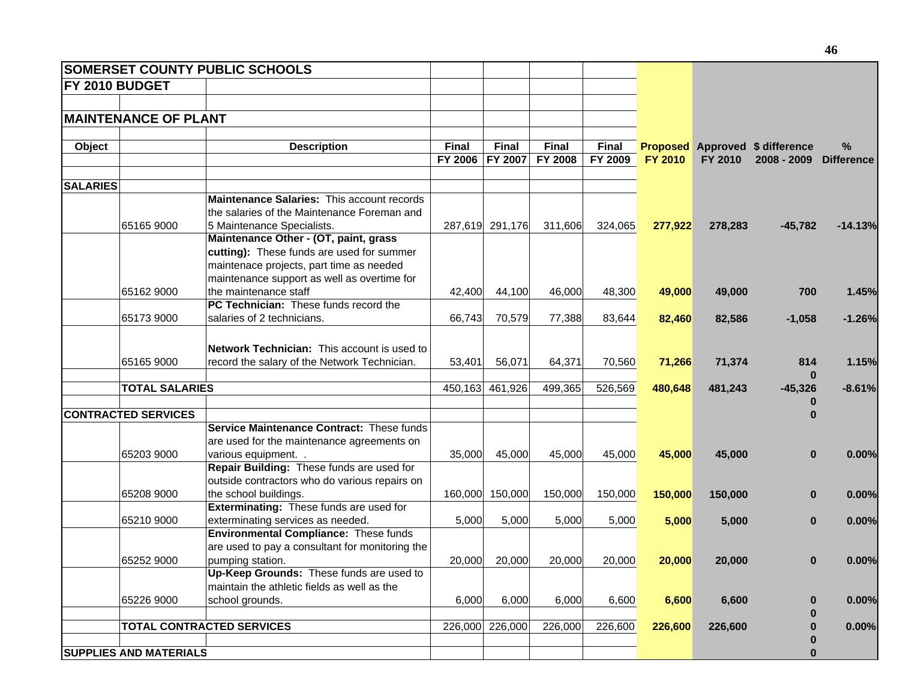| **SOMERSET COUNTY PUBLIC SCHOOLS** | | | | | | | | | | |
|---|---|---|---|---|---|---|---|---|---|---|
| **FY 2010 BUDGET** | | | | | | | | | | |
| **MAINTENANCE OF PLANT** | | | | | | | | | | |
| **Object** | | **Description** | **Final FY 2006** | **Final FY 2007** | **Final FY 2008** | **Final FY 2009** | **Proposed FY 2010** | **Approved FY 2010** | **$ difference 2008 - 2009** | **% Difference** |
| **SALARIES** | | | | | | | | | | |
| | 65165 9000 | **Maintenance Salaries:** This account records the salaries of the Maintenance Foreman and 5 Maintenance Specialists. | 287,619 | 291,176 | 311,606 | 324,065 | **277,922** | **278,283** | **-45,782** | **-14.13%** |
| | 65162 9000 | **Maintenance Other - (OT, paint, grass cutting):** These funds are used for summer maintenace projects, part time as needed maintenance support as well as overtime for the maintenance staff | 42,400 | 44,100 | 46,000 | 48,300 | **49,000** | **49,000** | **700** | **1.45%** |
| | 65173 9000 | **PC Technician:** These funds record the salaries of 2 technicians. | 66,743 | 70,579 | 77,388 | 83,644 | **82,460** | **82,586** | **-1,058** | **-1.26%** |
| | 65165 9000 | **Network Technician:** This account is used to record the salary of the Network Technician. | 53,401 | 56,071 | 64,371 | 70,560 | **71,266** | **71,374** | **814** | **1.15%** |
| | | | | | | | | | **0** | |
| | **TOTAL SALARIES** | | 450,163 | 461,926 | 499,365 | 526,569 | **480,648** | **481,243** | **-45,326** | **-8.61%** |
| | | | | | | | | | **0** | |
| **CONTRACTED SERVICES** | | | | | | | | | **0** | |
| | 65203 9000 | **Service Maintenance Contract:** These funds are used for the maintenance agreements on various equipment. . | 35,000 | 45,000 | 45,000 | 45,000 | **45,000** | **45,000** | **0** | **0.00%** |
| | 65208 9000 | **Repair Building:** These funds are used for outside contractors who do various repairs on the school buildings. | 160,000 | 150,000 | 150,000 | 150,000 | **150,000** | **150,000** | **0** | **0.00%** |
| | 65210 9000 | **Exterminating:** These funds are used for exterminating services as needed. | 5,000 | 5,000 | 5,000 | 5,000 | **5,000** | **5,000** | **0** | **0.00%** |
| | 65252 9000 | **Environmental Compliance:** These funds are used to pay a consultant for monitoring the pumping station. | 20,000 | 20,000 | 20,000 | 20,000 | **20,000** | **20,000** | **0** | **0.00%** |
| | 65226 9000 | **Up-Keep Grounds:** These funds are used to maintain the athletic fields as well as the school grounds. | 6,000 | 6,000 | 6,000 | 6,600 | **6,600** | **6,600** | **0** | **0.00%** |
| | | | | | | | | | **0** | |
| | **TOTAL CONTRACTED SERVICES** | | 226,000 | 226,000 | 226,000 | 226,600 | **226,600** | **226,600** | **0** | **0.00%** |
| | | | | | | | | | **0** | |
| **SUPPLIES AND MATERIALS** | | | | | | | | | **0** | |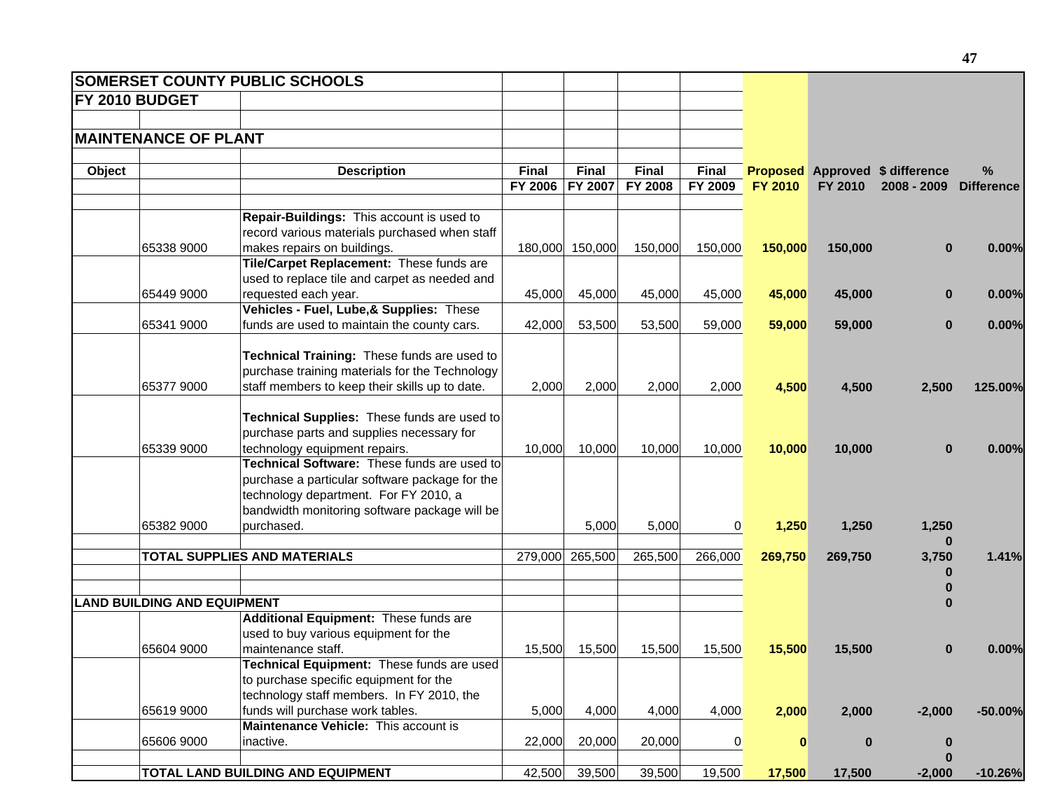| SOMERSET COUNTY PUBLIC SCHOOLS | | | | | | | | | | |
|---|---|---|---|---|---|---|---|---|---|---|
| **FY 2010 BUDGET** | | | | | | | | | | |
| | | | | | | | | | | |
| **MAINTENANCE OF PLANT** | | | | | | | | | | |
| | | | | | | | | | | |
| **Object** | | **Description** | **Final FY 2006** | **Final FY 2007** | **Final FY 2008** | **Final FY 2009** | **Proposed FY 2010** | **Approved FY 2010** | **$ difference 2008 - 2009** | **% Difference** |
| | | | | | | | | | | |
| | 65338 9000 | **Repair-Buildings:** This account is used to record various materials purchased when staff makes repairs on buildings. | 180,000 | 150,000 | 150,000 | 150,000 | **150,000** | **150,000** | **0** | **0.00%** |
| | 65449 9000 | **Tile/Carpet Replacement:** These funds are used to replace tile and carpet as needed and requested each year. | 45,000 | 45,000 | 45,000 | 45,000 | **45,000** | **45,000** | **0** | **0.00%** |
| | 65341 9000 | **Vehicles - Fuel, Lube,& Supplies:** These funds are used to maintain the county cars. | 42,000 | 53,500 | 53,500 | 59,000 | **59,000** | **59,000** | **0** | **0.00%** |
| | 65377 9000 | **Technical Training:** These funds are used to purchase training materials for the Technology staff members to keep their skills up to date. | 2,000 | 2,000 | 2,000 | 2,000 | **4,500** | **4,500** | **2,500** | **125.00%** |
| | 65339 9000 | **Technical Supplies:** These funds are used to purchase parts and supplies necessary for technology equipment repairs. | 10,000 | 10,000 | 10,000 | 10,000 | **10,000** | **10,000** | **0** | **0.00%** |
| | 65382 9000 | **Technical Software:** These funds are used to purchase a particular software package for the technology department. For FY 2010, a bandwidth monitoring software package will be purchased. | | 5,000 | 5,000 | 0 | **1,250** | **1,250** | **1,250** | |
| | | | | | | | | | **0** | |
| | **TOTAL SUPPLIES AND MATERIALS** | | 279,000 | 265,500 | 265,500 | 266,000 | **269,750** | **269,750** | **3,750** | **1.41%** |
| | | | | | | | | | **0** | |
| | | | | | | | | | **0** | |
| **LAND BUILDING AND EQUIPMENT** | | | | | | | | | **0** | |
| | 65604 9000 | **Additional Equipment:** These funds are used to buy various equipment for the maintenance staff. | 15,500 | 15,500 | 15,500 | 15,500 | **15,500** | **15,500** | **0** | **0.00%** |
| | 65619 9000 | **Technical Equipment:** These funds are used to purchase specific equipment for the technology staff members. In FY 2010, the funds will purchase work tables. | 5,000 | 4,000 | 4,000 | 4,000 | **2,000** | **2,000** | **-2,000** | **-50.00%** |
| | 65606 9000 | **Maintenance Vehicle:** This account is inactive. | 22,000 | 20,000 | 20,000 | 0 | **0** | **0** | **0** | |
| | | | | | | | | | **0** | |
| | **TOTAL LAND BUILDING AND EQUIPMENT** | | 42,500 | 39,500 | 39,500 | 19,500 | **17,500** | **17,500** | **-2,000** | **-10.26%** |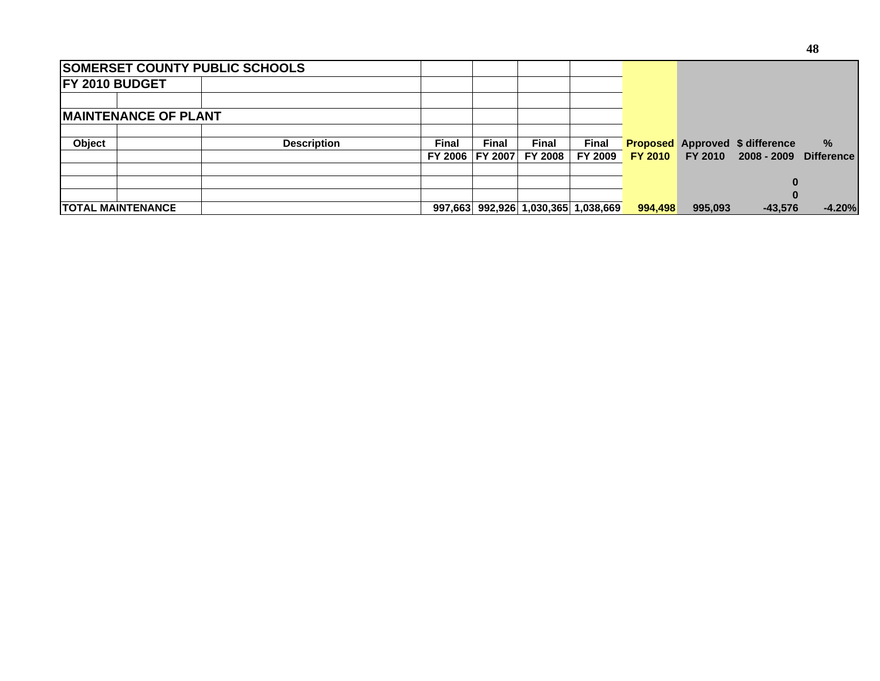| SOMERSET COUNTY PUBLIC SCHOOLS | | | | | | | | | | |
|---|---|---|---|---|---|---|---|---|---|---|
| **FY 2010 BUDGET** | | | | | | | | | | |
| | | | | | | | | | | |
| **MAINTENANCE OF PLANT** | | | | | | | | | | |
| | | | | | | | | | | |
| **Object** | | **Description** | **Final** | **Final** | **Final** | **Final** | **Proposed** | **Approved** | **$ difference** | **%** |
| | | | **FY 2006** | **FY 2007** | **FY 2008** | **FY 2009** | **FY 2010** | **FY 2010** | **2008 - 2009** | **Difference** |
| | | | | | | | | | | |
| | | | | | | | | | **0** | |
| | | | | | | | | | **0** | |
| **TOTAL MAINTENANCE** | | | **997,663** | **992,926** | **1,030,365** | **1,038,669** | **994,498** | **995,093** | **-43,576** | **-4.20%** |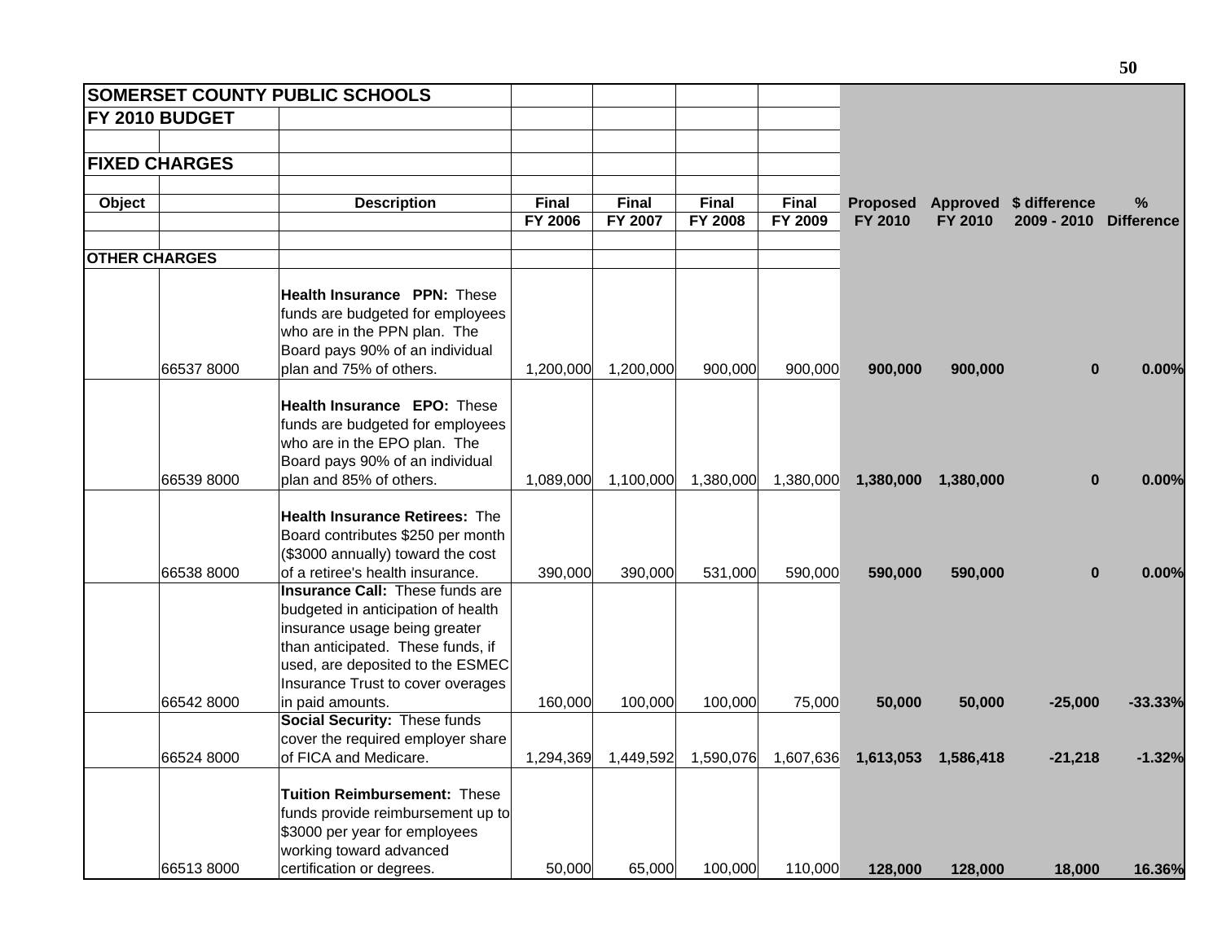| SOMERSET COUNTY PUBLIC SCHOOLS | | | | | | | | | | |
|---|---|---|---|---|---|---|---|---|---|---|
| FY 2010 BUDGET | | | | | | | | | | |
| | | | | | | | | | | |
| FIXED CHARGES | | | | | | | | | | |
| | | | | | | | | | | |
| Object | | Description | Final | Final | Final | Final | Proposed | Approved | $ difference | % |
| | | | FY 2006 | FY 2007 | FY 2008 | FY 2009 | FY 2010 | FY 2010 | 2009 - 2010 | Difference |
| | | | | | | | | | | |
| OTHER CHARGES | | | | | | | | | | |
| | 66537 8000 | **Health Insurance PPN:** These funds are budgeted for employees who are in the PPN plan. The Board pays 90% of an individual plan and 75% of others. | 1,200,000 | 1,200,000 | 900,000 | 900,000 | **900,000** | **900,000** | **0** | **0.00%** |
| | 66539 8000 | **Health Insurance EPO:** These funds are budgeted for employees who are in the EPO plan. The Board pays 90% of an individual plan and 85% of others. | 1,089,000 | 1,100,000 | 1,380,000 | 1,380,000 | **1,380,000** | **1,380,000** | **0** | **0.00%** |
| | 66538 8000 | **Health Insurance Retirees:** The Board contributes $250 per month ($3000 annually) toward the cost of a retiree's health insurance. | 390,000 | 390,000 | 531,000 | 590,000 | **590,000** | **590,000** | **0** | **0.00%** |
| | 66542 8000 | **Insurance Call:** These funds are budgeted in anticipation of health insurance usage being greater than anticipated. These funds, if used, are deposited to the ESMEC Insurance Trust to cover overages in paid amounts. | 160,000 | 100,000 | 100,000 | 75,000 | **50,000** | **50,000** | **-25,000** | **-33.33%** |
| | 66524 8000 | **Social Security:** These funds cover the required employer share of FICA and Medicare. | 1,294,369 | 1,449,592 | 1,590,076 | 1,607,636 | **1,613,053** | **1,586,418** | **-21,218** | **-1.32%** |
| | 66513 8000 | **Tuition Reimbursement:** These funds provide reimbursement up to $3000 per year for employees working toward advanced certification or degrees. | 50,000 | 65,000 | 100,000 | 110,000 | **128,000** | **128,000** | **18,000** | **16.36%** |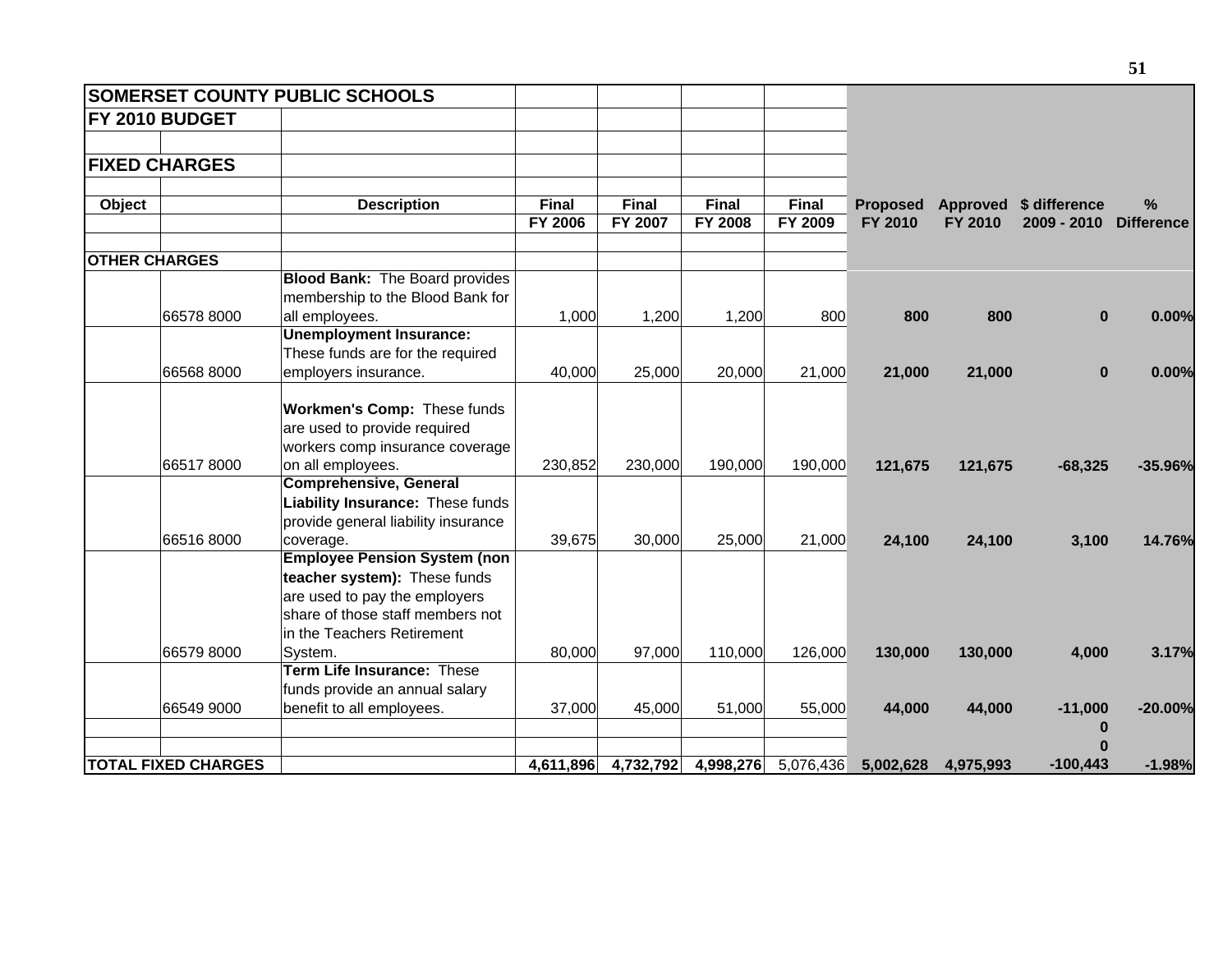| SOMERSET COUNTY PUBLIC SCHOOLS | | | | | | | | | | |
|---|---|---|---|---|---|---|---|---|---|---|
| **FY 2010 BUDGET** | | | | | | | | | | |
| | | | | | | | | | | |
| **FIXED CHARGES** | | | | | | | | | | |
| | | | | | | | | | | |
| **Object** | | **Description** | **Final** | **Final** | **Final** | **Final** | **Proposed** | **Approved** | **$ difference** | **%** |
| | | | **FY 2006** | **FY 2007** | **FY 2008** | **FY 2009** | **FY 2010** | **FY 2010** | **2009 - 2010** | **Difference** |
| | | | | | | | | | | |
| **OTHER CHARGES** | | | | | | | | | | |
| | 66578 8000 | **Blood Bank:** The Board provides membership to the Blood Bank for all employees. | 1,000 | 1,200 | 1,200 | 800 | **800** | **800** | **0** | **0.00%** |
| | 66568 8000 | **Unemployment Insurance:** These funds are for the required employers insurance. | 40,000 | 25,000 | 20,000 | 21,000 | **21,000** | **21,000** | **0** | **0.00%** |
| | 66517 8000 | **Workmen's Comp:** These funds are used to provide required workers comp insurance coverage on all employees. | 230,852 | 230,000 | 190,000 | 190,000 | **121,675** | **121,675** | **-68,325** | **-35.96%** |
| | 66516 8000 | **Comprehensive, General Liability Insurance:** These funds provide general liability insurance coverage. | 39,675 | 30,000 | 25,000 | 21,000 | **24,100** | **24,100** | **3,100** | **14.76%** |
| | 66579 8000 | **Employee Pension System (non teacher system):** These funds are used to pay the employers share of those staff members not in the Teachers Retirement System. | 80,000 | 97,000 | 110,000 | 126,000 | **130,000** | **130,000** | **4,000** | **3.17%** |
| | 66549 9000 | **Term Life Insurance:** These funds provide an annual salary benefit to all employees. | 37,000 | 45,000 | 51,000 | 55,000 | **44,000** | **44,000** | **-11,000** | **-20.00%** |
| | | | | | | | | | **0** | |
| | | | | | | | | | **0** | |
| **TOTAL FIXED CHARGES** | | | **4,611,896** | **4,732,792** | **4,998,276** | 5,076,436 | **5,002,628** | **4,975,993** | **-100,443** | **-1.98%** |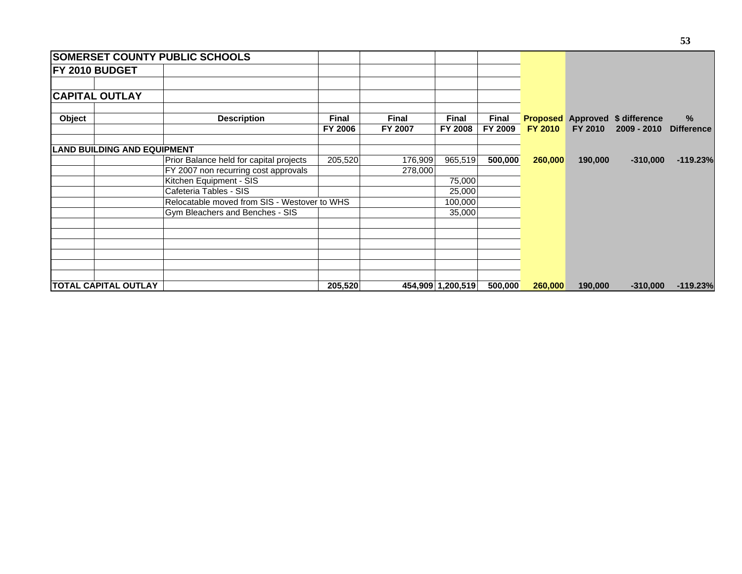| SOMERSET COUNTY PUBLIC SCHOOLS | | | | | | | | | | | |
|---|---|---|---|---|---|---|---|---|---|---|---|
| **FY 2010 BUDGET** | | | | | | | | | | | |
| | | | | | | | | | | | |
| **CAPITAL OUTLAY** | | | | | | | | | | | |
| | | | | | | | | | | | |
| **Object** | | **Description** | **Final FY 2006** | **Final FY 2007** | **Final FY 2008** | **Final FY 2009** | **Proposed FY 2010** | **Approved FY 2010** | **$ difference 2009 - 2010** | **% Difference** |
| | | | | | | | | | | |
| **LAND BUILDING AND EQUIPMENT** | | | | | | | | | | |
| | | Prior Balance held for capital projects | 205,520 | 176,909 | 965,519 | **500,000** | **260,000** | **190,000** | **-310,000** | **-119.23%** |
| | | FY 2007 non recurring cost approvals | | 278,000 | | | | | | |
| | | Kitchen Equipment - SIS | | | 75,000 | | | | | |
| | | Cafeteria Tables - SIS | | | 25,000 | | | | | |
| | | Relocatable moved from SIS - Westover to WHS | | | 100,000 | | | | | |
| | | Gym Bleachers and Benches - SIS | | | 35,000 | | | | | |
| | | | | | | | | | | |
| **TOTAL CAPITAL OUTLAY** | | | **205,520** | **454,909** | **1,200,519** | **500,000** | **260,000** | **190,000** | **-310,000** | **-119.23%** |